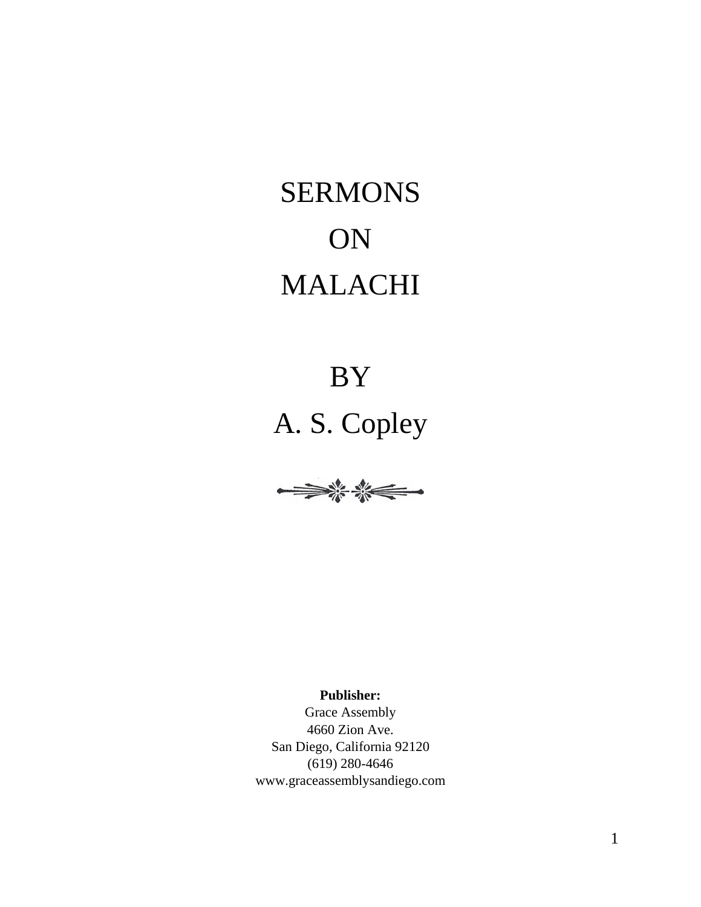# SERMONS

# ON

# MALACHI

## BY

## A. S. Copley

**Publisher:**
Grace Assembly
4660 Zion Ave.
San Diego, California 92120
(619) 280-4646
www.graceassemblysandiego.com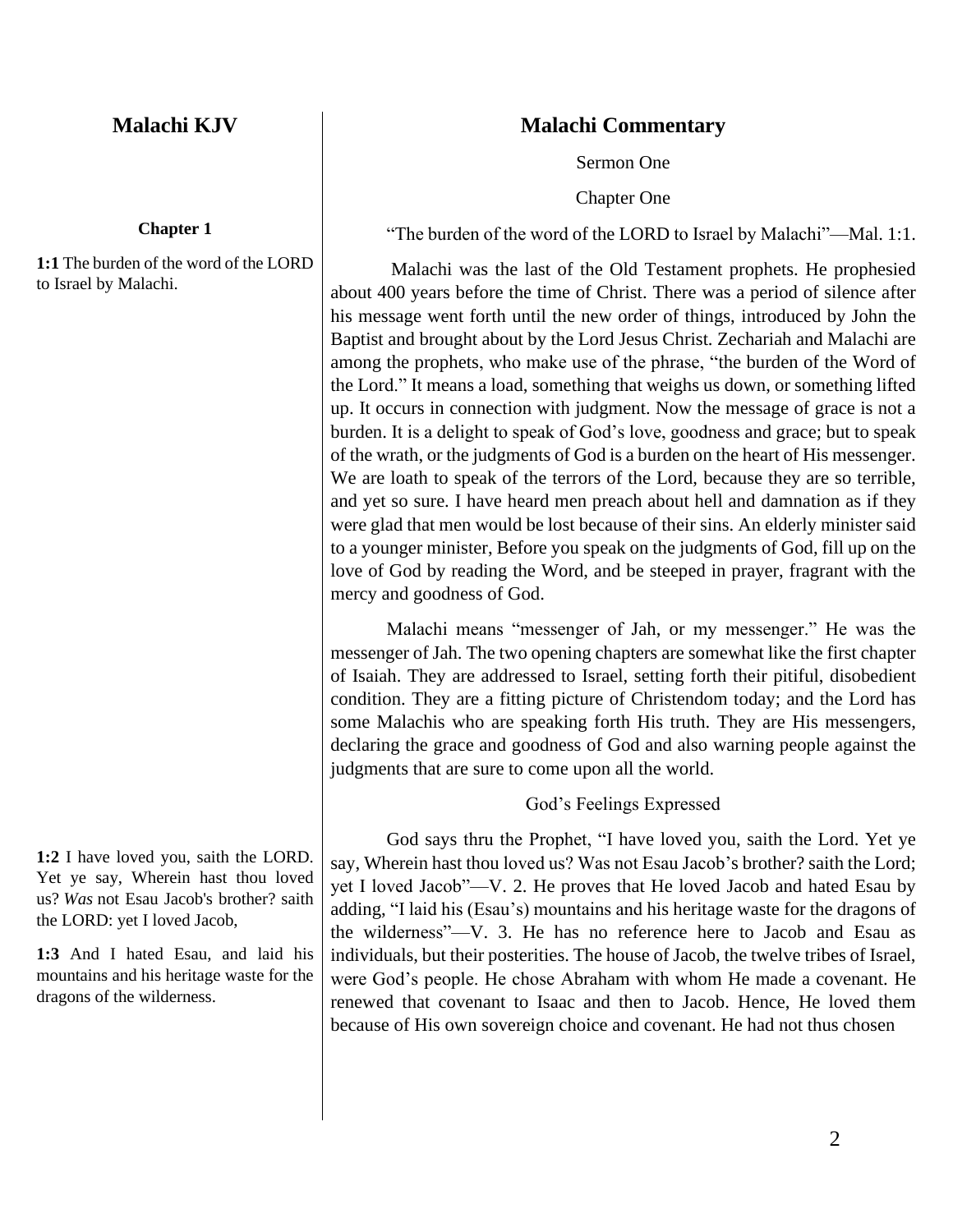## Malachi KJV

### Chapter 1

**1:1** The burden of the word of the LORD to Israel by Malachi.

**1:2** I have loved you, saith the LORD. Yet ye say, Wherein hast thou loved us? *Was* not Esau Jacob's brother? saith the LORD: yet I loved Jacob,

**1:3** And I hated Esau, and laid his mountains and his heritage waste for the dragons of the wilderness.

## Malachi Commentary

Sermon One

Chapter One

"The burden of the word of the LORD to Israel by Malachi"—Mal. 1:1.

Malachi was the last of the Old Testament prophets. He prophesied about 400 years before the time of Christ. There was a period of silence after his message went forth until the new order of things, introduced by John the Baptist and brought about by the Lord Jesus Christ. Zechariah and Malachi are among the prophets, who make use of the phrase, "the burden of the Word of the Lord." It means a load, something that weighs us down, or something lifted up. It occurs in connection with judgment. Now the message of grace is not a burden. It is a delight to speak of God's love, goodness and grace; but to speak of the wrath, or the judgments of God is a burden on the heart of His messenger. We are loath to speak of the terrors of the Lord, because they are so terrible, and yet so sure. I have heard men preach about hell and damnation as if they were glad that men would be lost because of their sins. An elderly minister said to a younger minister, Before you speak on the judgments of God, fill up on the love of God by reading the Word, and be steeped in prayer, fragrant with the mercy and goodness of God.

Malachi means "messenger of Jah, or my messenger." He was the messenger of Jah. The two opening chapters are somewhat like the first chapter of Isaiah. They are addressed to Israel, setting forth their pitiful, disobedient condition. They are a fitting picture of Christendom today; and the Lord has some Malachis who are speaking forth His truth. They are His messengers, declaring the grace and goodness of God and also warning people against the judgments that are sure to come upon all the world.

God's Feelings Expressed

God says thru the Prophet, "I have loved you, saith the Lord. Yet ye say, Wherein hast thou loved us? Was not Esau Jacob's brother? saith the Lord; yet I loved Jacob"—V. 2. He proves that He loved Jacob and hated Esau by adding, "I laid his (Esau's) mountains and his heritage waste for the dragons of the wilderness"—V. 3. He has no reference here to Jacob and Esau as individuals, but their posterities. The house of Jacob, the twelve tribes of Israel, were God's people. He chose Abraham with whom He made a covenant. He renewed that covenant to Isaac and then to Jacob. Hence, He loved them because of His own sovereign choice and covenant. He had not thus chosen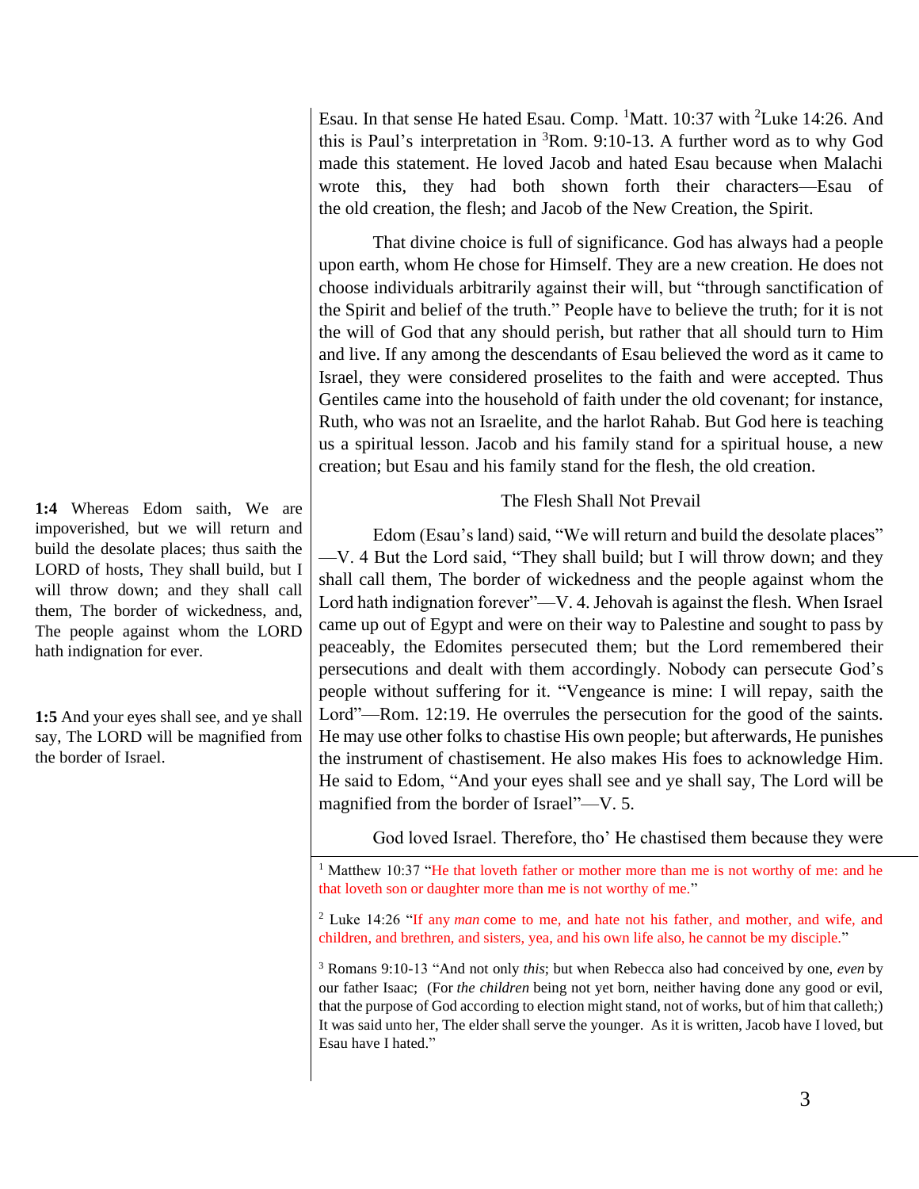Esau. In that sense He hated Esau. Comp. [1]Matt. 10:37 with [2]Luke 14:26. And this is Paul's interpretation in [3]Rom. 9:10-13. A further word as to why God made this statement. He loved Jacob and hated Esau because when Malachi wrote this, they had both shown forth their characters—Esau of the old creation, the flesh; and Jacob of the New Creation, the Spirit.

That divine choice is full of significance. God has always had a people upon earth, whom He chose for Himself. They are a new creation. He does not choose individuals arbitrarily against their will, but "through sanctification of the Spirit and belief of the truth." People have to believe the truth; for it is not the will of God that any should perish, but rather that all should turn to Him and live. If any among the descendants of Esau believed the word as it came to Israel, they were considered proselites to the faith and were accepted. Thus Gentiles came into the household of faith under the old covenant; for instance, Ruth, who was not an Israelite, and the harlot Rahab. But God here is teaching us a spiritual lesson. Jacob and his family stand for a spiritual house, a new creation; but Esau and his family stand for the flesh, the old creation.

**1:4** Whereas Edom saith, We are impoverished, but we will return and build the desolate places; thus saith the LORD of hosts, They shall build, but I will throw down; and they shall call them, The border of wickedness, and, The people against whom the LORD hath indignation for ever.

**1:5** And your eyes shall see, and ye shall say, The LORD will be magnified from the border of Israel.

### The Flesh Shall Not Prevail

Edom (Esau's land) said, "We will return and build the desolate places"—V. 4 But the Lord said, "They shall build; but I will throw down; and they shall call them, The border of wickedness and the people against whom the Lord hath indignation forever"—V. 4. Jehovah is against the flesh. When Israel came up out of Egypt and were on their way to Palestine and sought to pass by peaceably, the Edomites persecuted them; but the Lord remembered their persecutions and dealt with them accordingly. Nobody can persecute God's people without suffering for it. "Vengeance is mine: I will repay, saith the Lord"—Rom. 12:19. He overrules the persecution for the good of the saints. He may use other folks to chastise His own people; but afterwards, He punishes the instrument of chastisement. He also makes His foes to acknowledge Him. He said to Edom, "And your eyes shall see and ye shall say, The Lord will be magnified from the border of Israel"—V. 5.

God loved Israel. Therefore, tho' He chastised them because they were

---

[1] Matthew 10:37 "He that loveth father or mother more than me is not worthy of me: and he that loveth son or daughter more than me is not worthy of me."

[2] Luke 14:26 "If any *man* come to me, and hate not his father, and mother, and wife, and children, and brethren, and sisters, yea, and his own life also, he cannot be my disciple."

[3] Romans 9:10-13 "And not only *this*; but when Rebecca also had conceived by one, *even* by our father Isaac; (For *the children* being not yet born, neither having done any good or evil, that the purpose of God according to election might stand, not of works, but of him that calleth;) It was said unto her, The elder shall serve the younger. As it is written, Jacob have I loved, but Esau have I hated."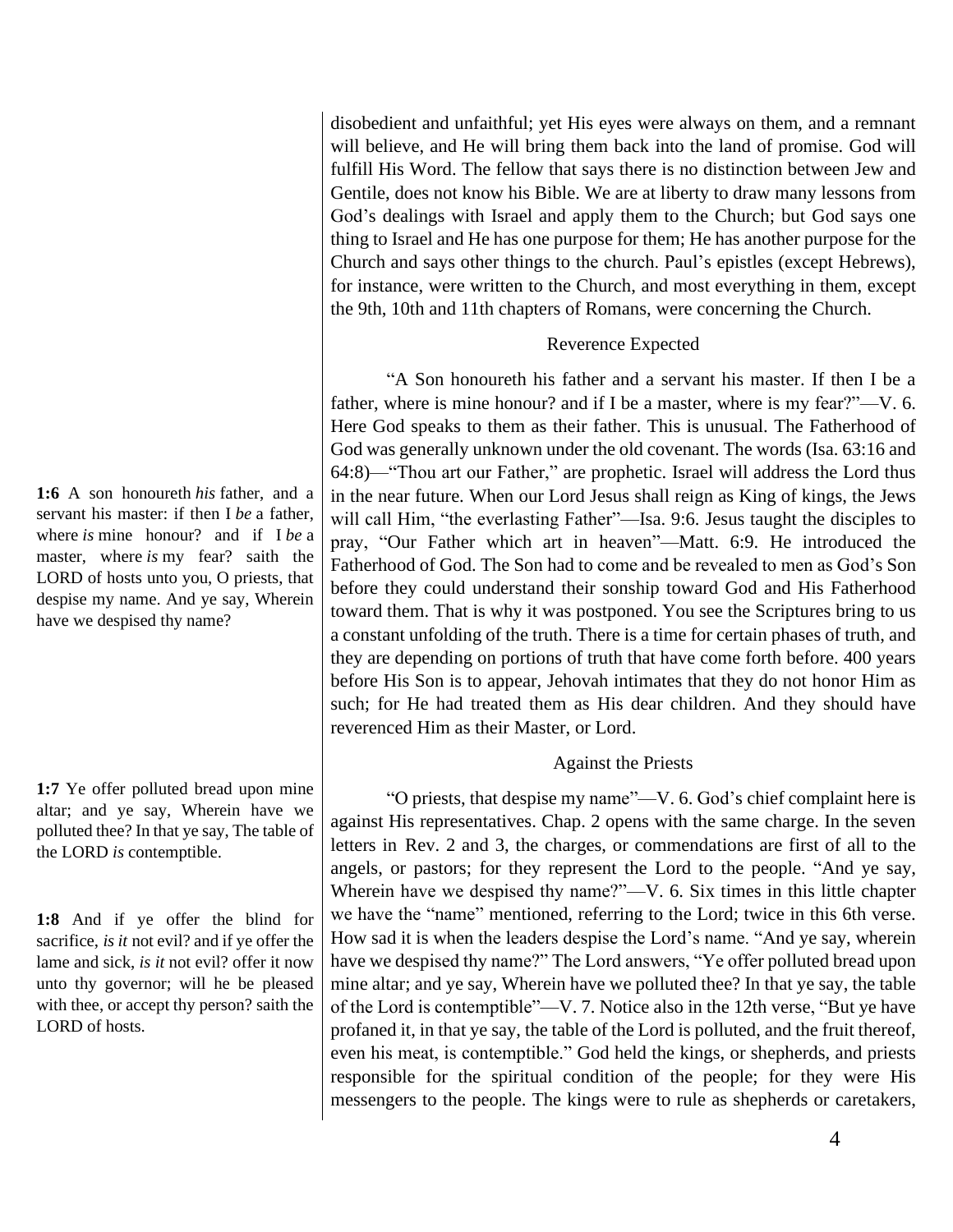disobedient and unfaithful; yet His eyes were always on them, and a remnant will believe, and He will bring them back into the land of promise. God will fulfill His Word. The fellow that says there is no distinction between Jew and Gentile, does not know his Bible. We are at liberty to draw many lessons from God's dealings with Israel and apply them to the Church; but God says one thing to Israel and He has one purpose for them; He has another purpose for the Church and says other things to the church. Paul's epistles (except Hebrews), for instance, were written to the Church, and most everything in them, except the 9th, 10th and 11th chapters of Romans, were concerning the Church.

### Reverence Expected

**1:6** A son honoureth *his* father, and a servant his master: if then I *be* a father, where *is* mine honour? and if I *be* a master, where *is* my fear? saith the LORD of hosts unto you, O priests, that despise my name. And ye say, Wherein have we despised thy name?

"A Son honoureth his father and a servant his master. If then I be a father, where is mine honour? and if I be a master, where is my fear?"—V. 6. Here God speaks to them as their father. This is unusual. The Fatherhood of God was generally unknown under the old covenant. The words (Isa. 63:16 and 64:8)—"Thou art our Father," are prophetic. Israel will address the Lord thus in the near future. When our Lord Jesus shall reign as King of kings, the Jews will call Him, "the everlasting Father"—Isa. 9:6. Jesus taught the disciples to pray, "Our Father which art in heaven"—Matt. 6:9. He introduced the Fatherhood of God. The Son had to come and be revealed to men as God's Son before they could understand their sonship toward God and His Fatherhood toward them. That is why it was postponed. You see the Scriptures bring to us a constant unfolding of the truth. There is a time for certain phases of truth, and they are depending on portions of truth that have come forth before. 400 years before His Son is to appear, Jehovah intimates that they do not honor Him as such; for He had treated them as His dear children. And they should have reverenced Him as their Master, or Lord.

### Against the Priests

**1:7** Ye offer polluted bread upon mine altar; and ye say, Wherein have we polluted thee? In that ye say, The table of the LORD *is* contemptible.

**1:8** And if ye offer the blind for sacrifice, *is it* not evil? and if ye offer the lame and sick, *is it* not evil? offer it now unto thy governor; will he be pleased with thee, or accept thy person? saith the LORD of hosts.

"O priests, that despise my name"—V. 6. God's chief complaint here is against His representatives. Chap. 2 opens with the same charge. In the seven letters in Rev. 2 and 3, the charges, or commendations are first of all to the angels, or pastors; for they represent the Lord to the people. "And ye say, Wherein have we despised thy name?"—V. 6. Six times in this little chapter we have the "name" mentioned, referring to the Lord; twice in this 6th verse. How sad it is when the leaders despise the Lord's name. "And ye say, wherein have we despised thy name?" The Lord answers, "Ye offer polluted bread upon mine altar; and ye say, Wherein have we polluted thee? In that ye say, the table of the Lord is contemptible"—V. 7. Notice also in the 12th verse, "But ye have profaned it, in that ye say, the table of the Lord is polluted, and the fruit thereof, even his meat, is contemptible." God held the kings, or shepherds, and priests responsible for the spiritual condition of the people; for they were His messengers to the people. The kings were to rule as shepherds or caretakers,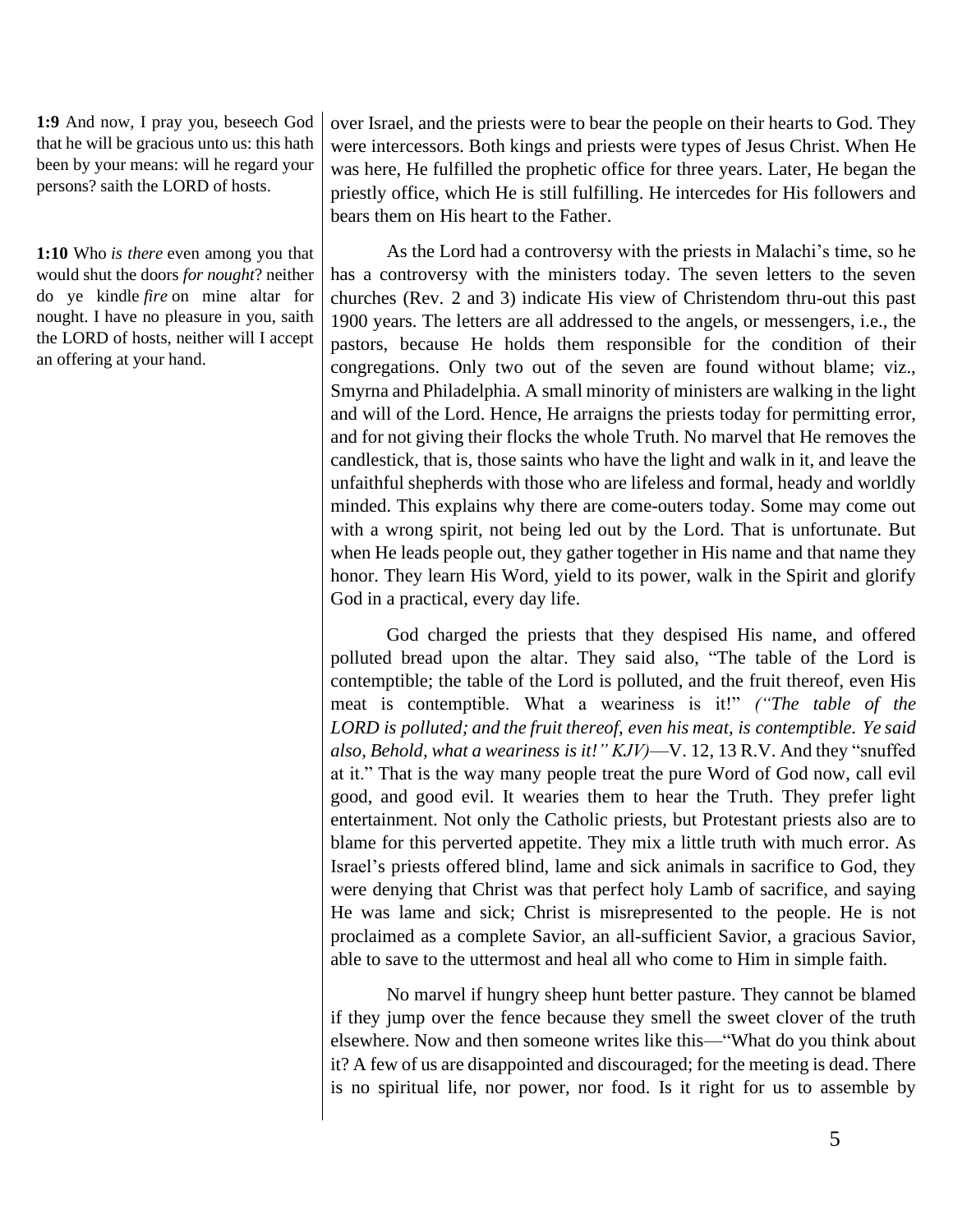**1:9** And now, I pray you, beseech God that he will be gracious unto us: this hath been by your means: will he regard your persons? saith the LORD of hosts.

**1:10** Who *is there* even among you that would shut the doors *for nought*? neither do ye kindle *fire* on mine altar for nought. I have no pleasure in you, saith the LORD of hosts, neither will I accept an offering at your hand.

over Israel, and the priests were to bear the people on their hearts to God. They were intercessors. Both kings and priests were types of Jesus Christ. When He was here, He fulfilled the prophetic office for three years. Later, He began the priestly office, which He is still fulfilling. He intercedes for His followers and bears them on His heart to the Father.

As the Lord had a controversy with the priests in Malachi's time, so he has a controversy with the ministers today. The seven letters to the seven churches (Rev. 2 and 3) indicate His view of Christendom thru-out this past 1900 years. The letters are all addressed to the angels, or messengers, i.e., the pastors, because He holds them responsible for the condition of their congregations. Only two out of the seven are found without blame; viz., Smyrna and Philadelphia. A small minority of ministers are walking in the light and will of the Lord. Hence, He arraigns the priests today for permitting error, and for not giving their flocks the whole Truth. No marvel that He removes the candlestick, that is, those saints who have the light and walk in it, and leave the unfaithful shepherds with those who are lifeless and formal, heady and worldly minded. This explains why there are come-outers today. Some may come out with a wrong spirit, not being led out by the Lord. That is unfortunate. But when He leads people out, they gather together in His name and that name they honor. They learn His Word, yield to its power, walk in the Spirit and glorify God in a practical, every day life.

God charged the priests that they despised His name, and offered polluted bread upon the altar. They said also, "The table of the Lord is contemptible; the table of the Lord is polluted, and the fruit thereof, even His meat is contemptible. What a weariness is it!" *("The table of the LORD is polluted; and the fruit thereof, even his meat, is contemptible. Ye said also, Behold, what a weariness is it!" KJV)*—V. 12, 13 R.V. And they "snuffed at it." That is the way many people treat the pure Word of God now, call evil good, and good evil. It wearies them to hear the Truth. They prefer light entertainment. Not only the Catholic priests, but Protestant priests also are to blame for this perverted appetite. They mix a little truth with much error. As Israel's priests offered blind, lame and sick animals in sacrifice to God, they were denying that Christ was that perfect holy Lamb of sacrifice, and saying He was lame and sick; Christ is misrepresented to the people. He is not proclaimed as a complete Savior, an all-sufficient Savior, a gracious Savior, able to save to the uttermost and heal all who come to Him in simple faith.

No marvel if hungry sheep hunt better pasture. They cannot be blamed if they jump over the fence because they smell the sweet clover of the truth elsewhere. Now and then someone writes like this—"What do you think about it? A few of us are disappointed and discouraged; for the meeting is dead. There is no spiritual life, nor power, nor food. Is it right for us to assemble by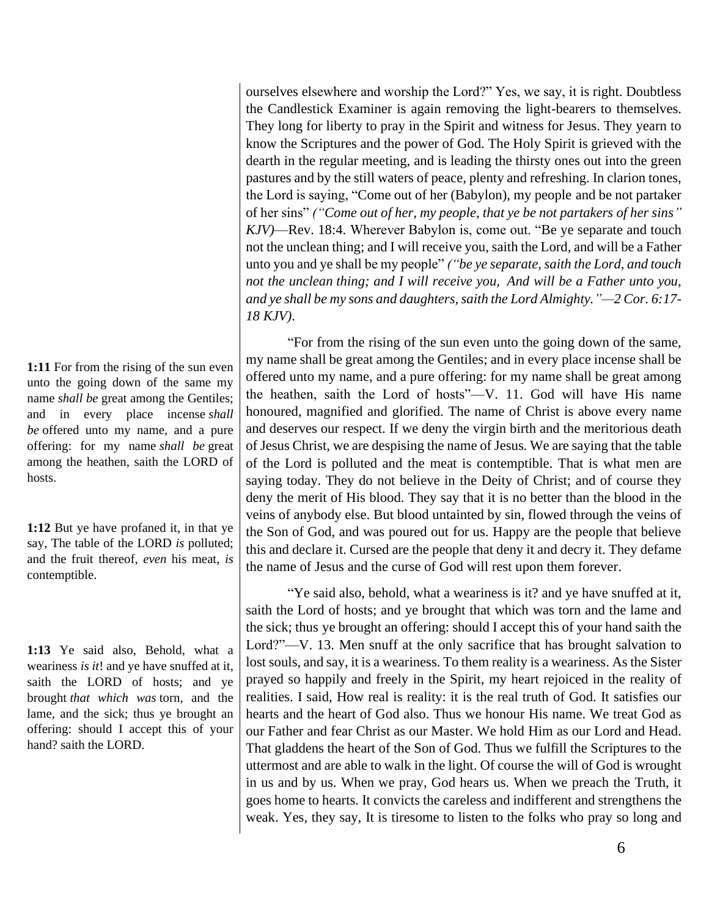ourselves elsewhere and worship the Lord?" Yes, we say, it is right. Doubtless the Candlestick Examiner is again removing the light-bearers to themselves. They long for liberty to pray in the Spirit and witness for Jesus. They yearn to know the Scriptures and the power of God. The Holy Spirit is grieved with the dearth in the regular meeting, and is leading the thirsty ones out into the green pastures and by the still waters of peace, plenty and refreshing. In clarion tones, the Lord is saying, "Come out of her (Babylon), my people and be not partaker of her sins" *("Come out of her, my people, that ye be not partakers of her sins" KJV)*—Rev. 18:4. Wherever Babylon is, come out. "Be ye separate and touch not the unclean thing; and I will receive you, saith the Lord, and will be a Father unto you and ye shall be my people" *("be ye separate, saith the Lord, and touch not the unclean thing; and I will receive you, And will be a Father unto you, and ye shall be my sons and daughters, saith the Lord Almighty."—2 Cor. 6:17-18 KJV)*.

**1:11** For from the rising of the sun even unto the going down of the same my name *shall be* great among the Gentiles; and in every place incense *shall be* offered unto my name, and a pure offering: for my name *shall be* great among the heathen, saith the LORD of hosts.

**1:12** But ye have profaned it, in that ye say, The table of the LORD *is* polluted; and the fruit thereof, *even* his meat, *is* contemptible.

**1:13** Ye said also, Behold, what a weariness *is it*! and ye have snuffed at it, saith the LORD of hosts; and ye brought *that which was* torn, and the lame, and the sick; thus ye brought an offering: should I accept this of your hand? saith the LORD.

"For from the rising of the sun even unto the going down of the same, my name shall be great among the Gentiles; and in every place incense shall be offered unto my name, and a pure offering: for my name shall be great among the heathen, saith the Lord of hosts"—V. 11. God will have His name honoured, magnified and glorified. The name of Christ is above every name and deserves our respect. If we deny the virgin birth and the meritorious death of Jesus Christ, we are despising the name of Jesus. We are saying that the table of the Lord is polluted and the meat is contemptible. That is what men are saying today. They do not believe in the Deity of Christ; and of course they deny the merit of His blood. They say that it is no better than the blood in the veins of anybody else. But blood untainted by sin, flowed through the veins of the Son of God, and was poured out for us. Happy are the people that believe this and declare it. Cursed are the people that deny it and decry it. They defame the name of Jesus and the curse of God will rest upon them forever.

"Ye said also, behold, what a weariness is it? and ye have snuffed at it, saith the Lord of hosts; and ye brought that which was torn and the lame and the sick; thus ye brought an offering: should I accept this of your hand saith the Lord?"—V. 13. Men snuff at the only sacrifice that has brought salvation to lost souls, and say, it is a weariness. To them reality is a weariness. As the Sister prayed so happily and freely in the Spirit, my heart rejoiced in the reality of realities. I said, How real is reality: it is the real truth of God. It satisfies our hearts and the heart of God also. Thus we honour His name. We treat God as our Father and fear Christ as our Master. We hold Him as our Lord and Head. That gladdens the heart of the Son of God. Thus we fulfill the Scriptures to the uttermost and are able to walk in the light. Of course the will of God is wrought in us and by us. When we pray, God hears us. When we preach the Truth, it goes home to hearts. It convicts the careless and indifferent and strengthens the weak. Yes, they say, It is tiresome to listen to the folks who pray so long and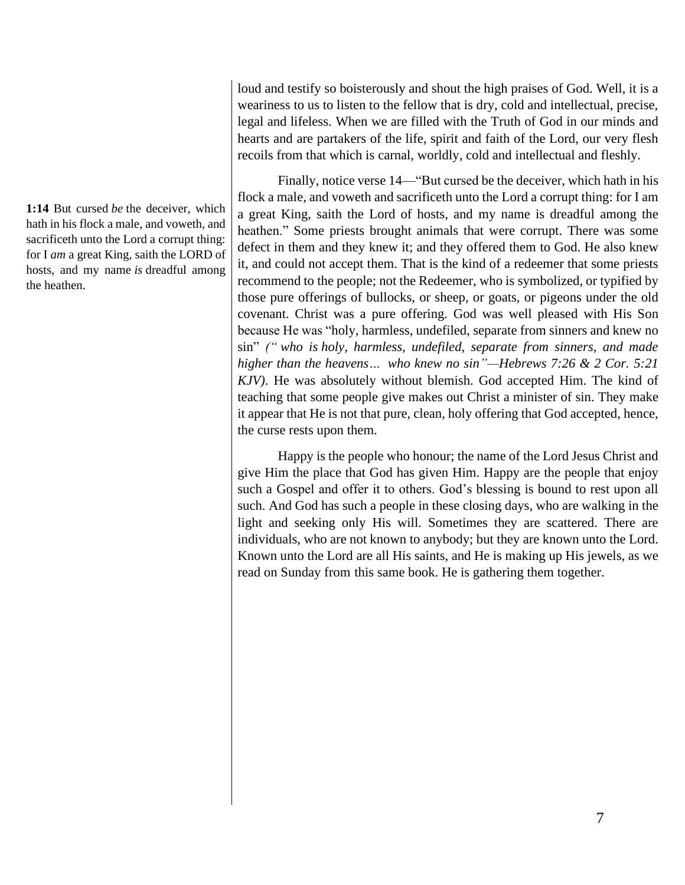loud and testify so boisterously and shout the high praises of God. Well, it is a weariness to us to listen to the fellow that is dry, cold and intellectual, precise, legal and lifeless. When we are filled with the Truth of God in our minds and hearts and are partakers of the life, spirit and faith of the Lord, our very flesh recoils from that which is carnal, worldly, cold and intellectual and fleshly.

**1:14** But cursed *be* the deceiver, which hath in his flock a male, and voweth, and sacrificeth unto the Lord a corrupt thing: for I *am* a great King, saith the LORD of hosts, and my name *is* dreadful among the heathen.

Finally, notice verse 14—"But cursed be the deceiver, which hath in his flock a male, and voweth and sacrificeth unto the Lord a corrupt thing: for I am a great King, saith the Lord of hosts, and my name is dreadful among the heathen." Some priests brought animals that were corrupt. There was some defect in them and they knew it; and they offered them to God. He also knew it, and could not accept them. That is the kind of a redeemer that some priests recommend to the people; not the Redeemer, who is symbolized, or typified by those pure offerings of bullocks, or sheep, or goats, or pigeons under the old covenant. Christ was a pure offering. God was well pleased with His Son because He was "holy, harmless, undefiled, separate from sinners and knew no sin" *(" who is holy, harmless, undefiled, separate from sinners, and made higher than the heavens… who knew no sin"—Hebrews 7:26 & 2 Cor. 5:21 KJV)*. He was absolutely without blemish. God accepted Him. The kind of teaching that some people give makes out Christ a minister of sin. They make it appear that He is not that pure, clean, holy offering that God accepted, hence, the curse rests upon them.

Happy is the people who honour; the name of the Lord Jesus Christ and give Him the place that God has given Him. Happy are the people that enjoy such a Gospel and offer it to others. God's blessing is bound to rest upon all such. And God has such a people in these closing days, who are walking in the light and seeking only His will. Sometimes they are scattered. There are individuals, who are not known to anybody; but they are known unto the Lord. Known unto the Lord are all His saints, and He is making up His jewels, as we read on Sunday from this same book. He is gathering them together.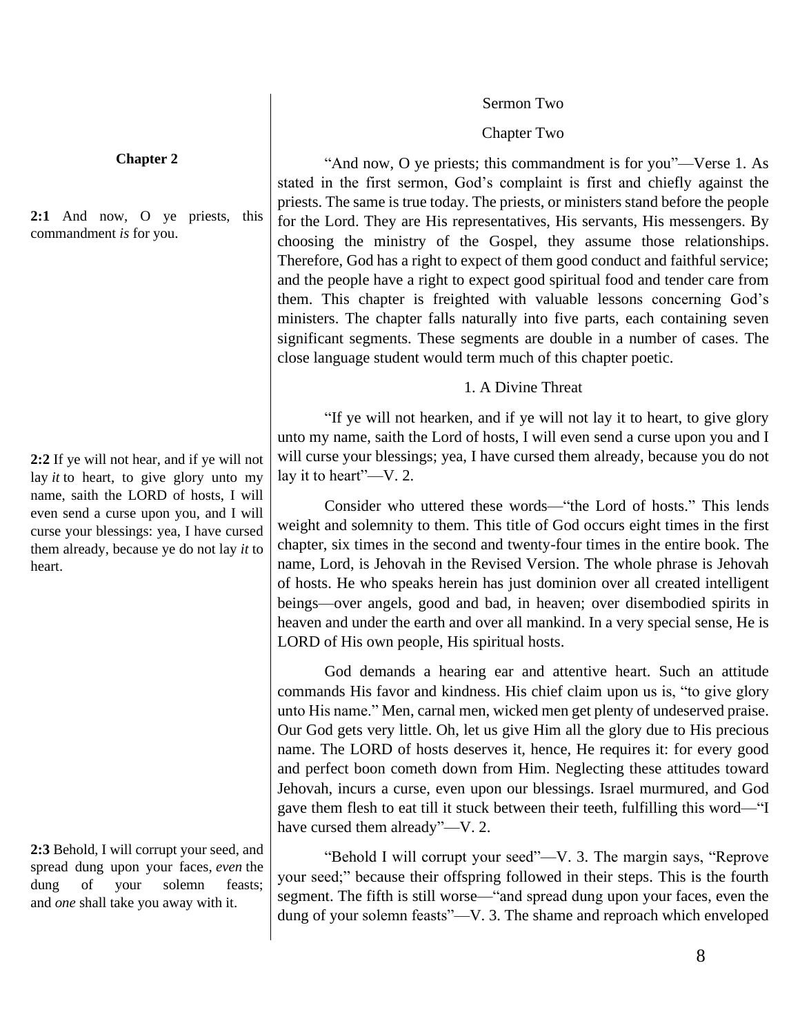## Sermon Two

## Chapter Two

**Chapter 2**

**2:1** And now, O ye priests, this commandment *is* for you.

"And now, O ye priests; this commandment is for you"—Verse 1. As stated in the first sermon, God's complaint is first and chiefly against the priests. The same is true today. The priests, or ministers stand before the people for the Lord. They are His representatives, His servants, His messengers. By choosing the ministry of the Gospel, they assume those relationships. Therefore, God has a right to expect of them good conduct and faithful service; and the people have a right to expect good spiritual food and tender care from them. This chapter is freighted with valuable lessons concerning God's ministers. The chapter falls naturally into five parts, each containing seven significant segments. These segments are double in a number of cases. The close language student would term much of this chapter poetic.

### 1. A Divine Threat

**2:2** If ye will not hear, and if ye will not lay *it* to heart, to give glory unto my name, saith the LORD of hosts, I will even send a curse upon you, and I will curse your blessings: yea, I have cursed them already, because ye do not lay *it* to heart.

"If ye will not hearken, and if ye will not lay it to heart, to give glory unto my name, saith the Lord of hosts, I will even send a curse upon you and I will curse your blessings; yea, I have cursed them already, because you do not lay it to heart"—V. 2.

Consider who uttered these words—"the Lord of hosts." This lends weight and solemnity to them. This title of God occurs eight times in the first chapter, six times in the second and twenty-four times in the entire book. The name, Lord, is Jehovah in the Revised Version. The whole phrase is Jehovah of hosts. He who speaks herein has just dominion over all created intelligent beings—over angels, good and bad, in heaven; over disembodied spirits in heaven and under the earth and over all mankind. In a very special sense, He is LORD of His own people, His spiritual hosts.

God demands a hearing ear and attentive heart. Such an attitude commands His favor and kindness. His chief claim upon us is, "to give glory unto His name." Men, carnal men, wicked men get plenty of undeserved praise. Our God gets very little. Oh, let us give Him all the glory due to His precious name. The LORD of hosts deserves it, hence, He requires it: for every good and perfect boon cometh down from Him. Neglecting these attitudes toward Jehovah, incurs a curse, even upon our blessings. Israel murmured, and God gave them flesh to eat till it stuck between their teeth, fulfilling this word—"I have cursed them already"—V. 2.

**2:3** Behold, I will corrupt your seed, and spread dung upon your faces, *even* the dung of your solemn feasts; and *one* shall take you away with it.

"Behold I will corrupt your seed"—V. 3. The margin says, "Reprove your seed;" because their offspring followed in their steps. This is the fourth segment. The fifth is still worse—"and spread dung upon your faces, even the dung of your solemn feasts"—V. 3. The shame and reproach which enveloped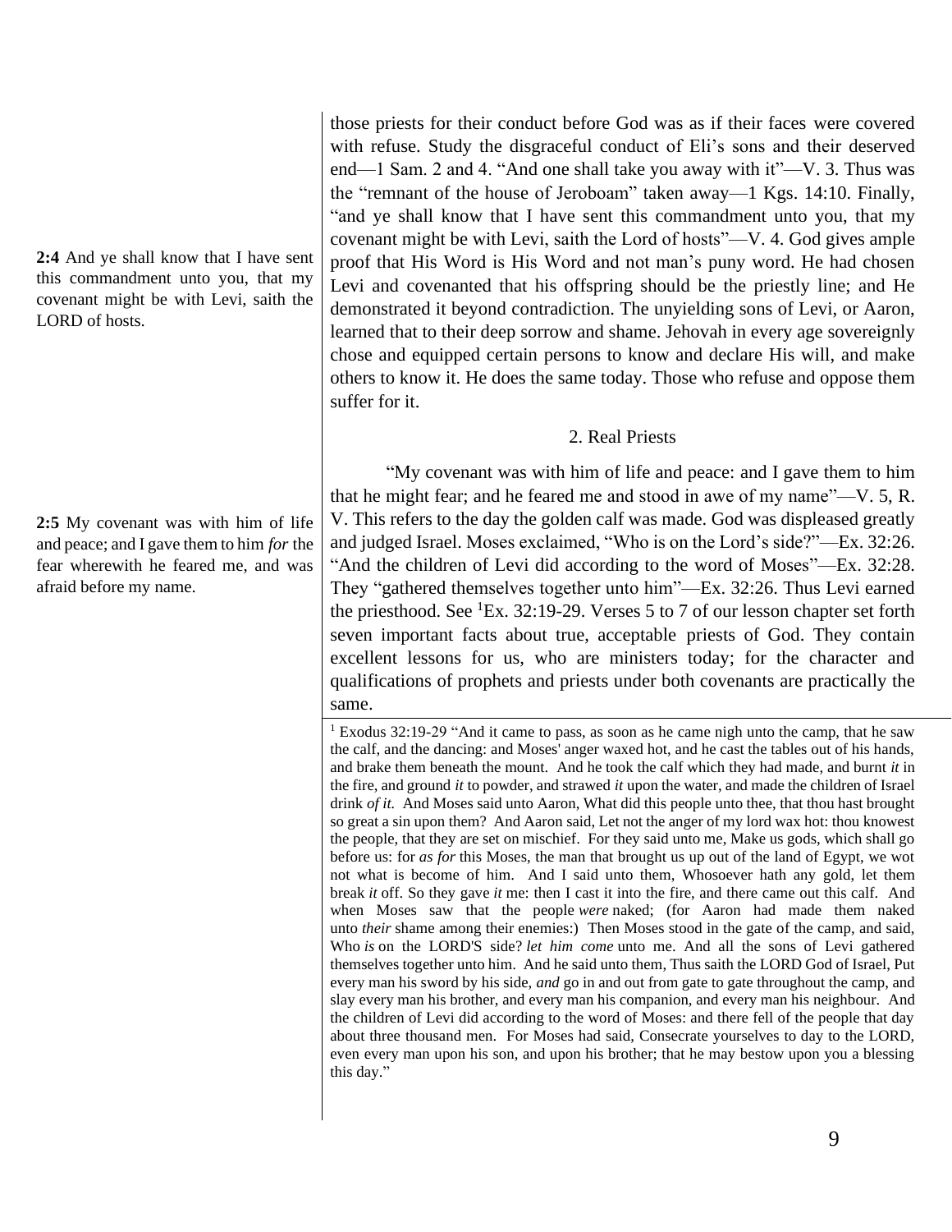**2:4** And ye shall know that I have sent this commandment unto you, that my covenant might be with Levi, saith the LORD of hosts.

those priests for their conduct before God was as if their faces were covered with refuse. Study the disgraceful conduct of Eli's sons and their deserved end—1 Sam. 2 and 4. "And one shall take you away with it"—V. 3. Thus was the "remnant of the house of Jeroboam" taken away—1 Kgs. 14:10. Finally, "and ye shall know that I have sent this commandment unto you, that my covenant might be with Levi, saith the Lord of hosts"—V. 4. God gives ample proof that His Word is His Word and not man's puny word. He had chosen Levi and covenanted that his offspring should be the priestly line; and He demonstrated it beyond contradiction. The unyielding sons of Levi, or Aaron, learned that to their deep sorrow and shame. Jehovah in every age sovereignly chose and equipped certain persons to know and declare His will, and make others to know it. He does the same today. Those who refuse and oppose them suffer for it.

## 2. Real Priests

**2:5** My covenant was with him of life and peace; and I gave them to him *for* the fear wherewith he feared me, and was afraid before my name.

"My covenant was with him of life and peace: and I gave them to him that he might fear; and he feared me and stood in awe of my name"—V. 5, R. V. This refers to the day the golden calf was made. God was displeased greatly and judged Israel. Moses exclaimed, "Who is on the Lord's side?"—Ex. 32:26. "And the children of Levi did according to the word of Moses"—Ex. 32:28. They "gathered themselves together unto him"—Ex. 32:26. Thus Levi earned the priesthood. See [1]Ex. 32:19-29. Verses 5 to 7 of our lesson chapter set forth seven important facts about true, acceptable priests of God. They contain excellent lessons for us, who are ministers today; for the character and qualifications of prophets and priests under both covenants are practically the same.

[1] Exodus 32:19-29 "And it came to pass, as soon as he came nigh unto the camp, that he saw the calf, and the dancing: and Moses' anger waxed hot, and he cast the tables out of his hands, and brake them beneath the mount. And he took the calf which they had made, and burnt *it* in the fire, and ground *it* to powder, and strawed *it* upon the water, and made the children of Israel drink *of it.* And Moses said unto Aaron, What did this people unto thee, that thou hast brought so great a sin upon them? And Aaron said, Let not the anger of my lord wax hot: thou knowest the people, that they are set on mischief. For they said unto me, Make us gods, which shall go before us: for *as for* this Moses, the man that brought us up out of the land of Egypt, we wot not what is become of him. And I said unto them, Whosoever hath any gold, let them break *it* off. So they gave *it* me: then I cast it into the fire, and there came out this calf. And when Moses saw that the people *were* naked; (for Aaron had made them naked unto *their* shame among their enemies:) Then Moses stood in the gate of the camp, and said, Who *is* on the LORD'S side? *let him come* unto me. And all the sons of Levi gathered themselves together unto him. And he said unto them, Thus saith the LORD God of Israel, Put every man his sword by his side, *and* go in and out from gate to gate throughout the camp, and slay every man his brother, and every man his companion, and every man his neighbour. And the children of Levi did according to the word of Moses: and there fell of the people that day about three thousand men. For Moses had said, Consecrate yourselves to day to the LORD, even every man upon his son, and upon his brother; that he may bestow upon you a blessing this day."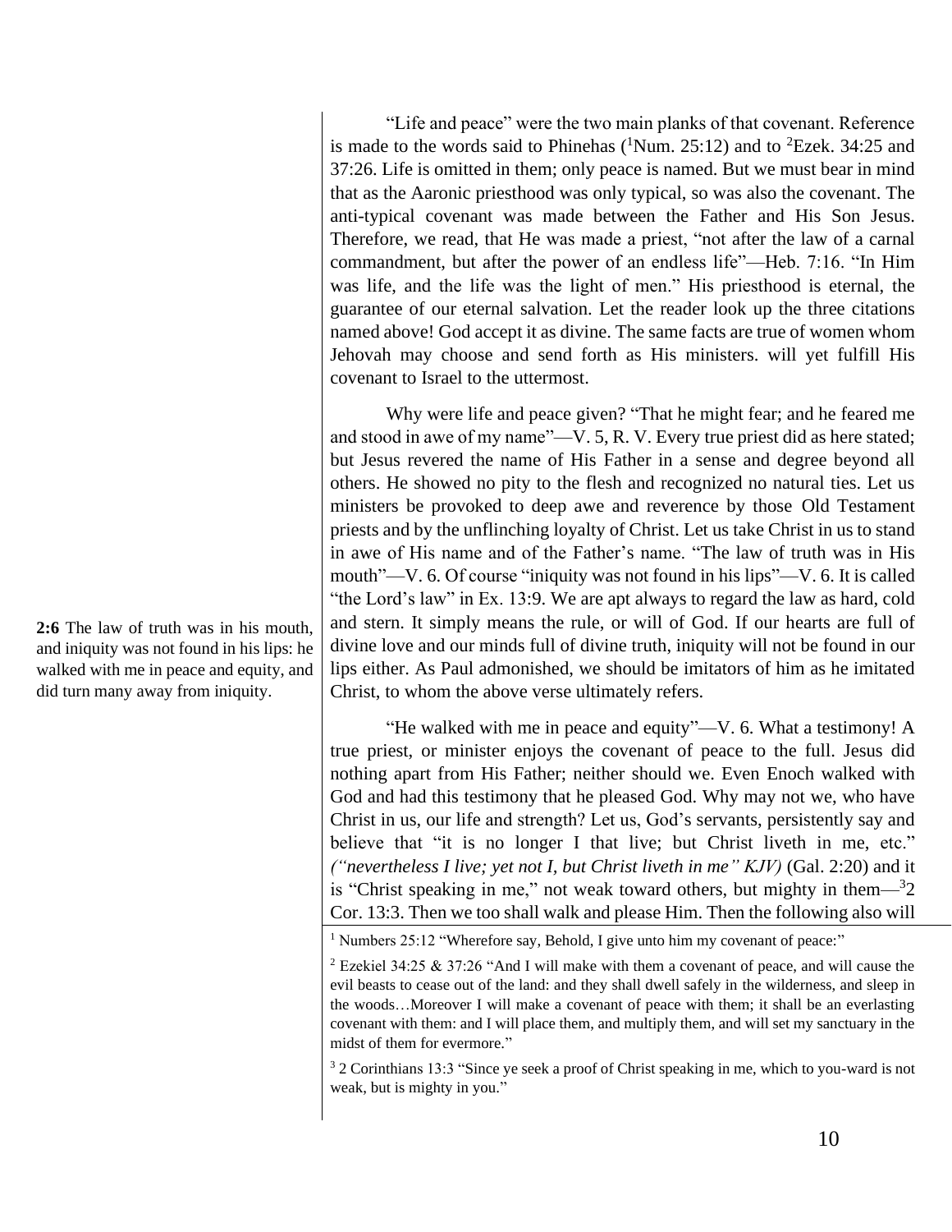**2:6** The law of truth was in his mouth, and iniquity was not found in his lips: he walked with me in peace and equity, and did turn many away from iniquity.

"Life and peace" were the two main planks of that covenant. Reference is made to the words said to Phinehas ([1]Num. 25:12) and to [2]Ezek. 34:25 and 37:26. Life is omitted in them; only peace is named. But we must bear in mind that as the Aaronic priesthood was only typical, so was also the covenant. The anti-typical covenant was made between the Father and His Son Jesus. Therefore, we read, that He was made a priest, "not after the law of a carnal commandment, but after the power of an endless life"—Heb. 7:16. "In Him was life, and the life was the light of men." His priesthood is eternal, the guarantee of our eternal salvation. Let the reader look up the three citations named above! God accept it as divine. The same facts are true of women whom Jehovah may choose and send forth as His ministers. will yet fulfill His covenant to Israel to the uttermost.

Why were life and peace given? "That he might fear; and he feared me and stood in awe of my name"—V. 5, R. V. Every true priest did as here stated; but Jesus revered the name of His Father in a sense and degree beyond all others. He showed no pity to the flesh and recognized no natural ties. Let us ministers be provoked to deep awe and reverence by those Old Testament priests and by the unflinching loyalty of Christ. Let us take Christ in us to stand in awe of His name and of the Father's name. "The law of truth was in His mouth"—V. 6. Of course "iniquity was not found in his lips"—V. 6. It is called "the Lord's law" in Ex. 13:9. We are apt always to regard the law as hard, cold and stern. It simply means the rule, or will of God. If our hearts are full of divine love and our minds full of divine truth, iniquity will not be found in our lips either. As Paul admonished, we should be imitators of him as he imitated Christ, to whom the above verse ultimately refers.

"He walked with me in peace and equity"—V. 6. What a testimony! A true priest, or minister enjoys the covenant of peace to the full. Jesus did nothing apart from His Father; neither should we. Even Enoch walked with God and had this testimony that he pleased God. Why may not we, who have Christ in us, our life and strength? Let us, God's servants, persistently say and believe that "it is no longer I that live; but Christ liveth in me, etc." *("nevertheless I live; yet not I, but Christ liveth in me" KJV)* (Gal. 2:20) and it is "Christ speaking in me," not weak toward others, but mighty in them—[3]2 Cor. 13:3. Then we too shall walk and please Him. Then the following also will

---

[1] Numbers 25:12 "Wherefore say, Behold, I give unto him my covenant of peace:"

[2] Ezekiel 34:25 & 37:26 "And I will make with them a covenant of peace, and will cause the evil beasts to cease out of the land: and they shall dwell safely in the wilderness, and sleep in the woods…Moreover I will make a covenant of peace with them; it shall be an everlasting covenant with them: and I will place them, and multiply them, and will set my sanctuary in the midst of them for evermore."

[3] 2 Corinthians 13:3 "Since ye seek a proof of Christ speaking in me, which to you-ward is not weak, but is mighty in you."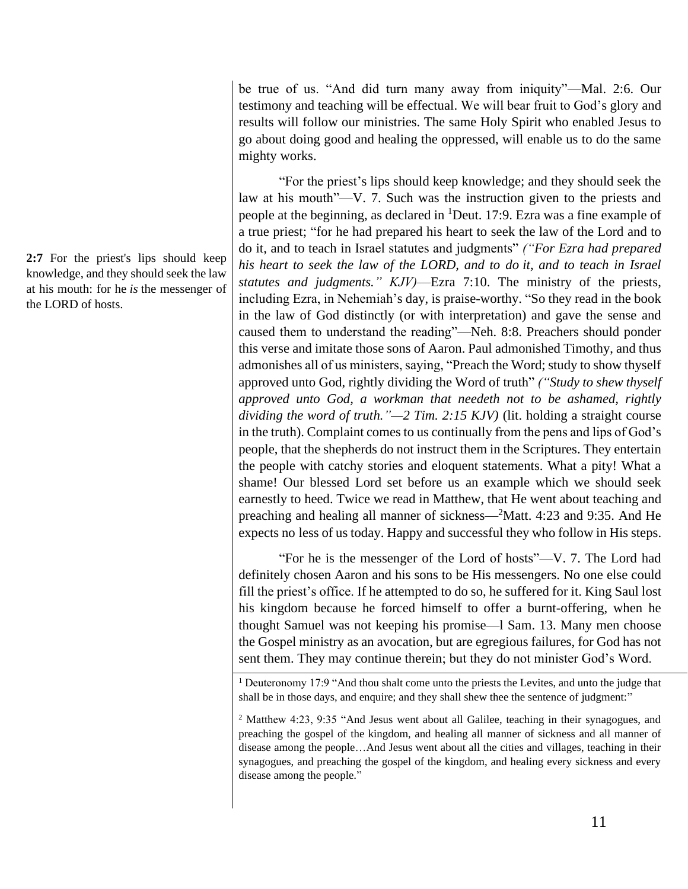be true of us. “And did turn many away from iniquity”—Mal. 2:6. Our testimony and teaching will be effectual. We will bear fruit to God’s glory and results will follow our ministries. The same Holy Spirit who enabled Jesus to go about doing good and healing the oppressed, will enable us to do the same mighty works.

**2:7** For the priest's lips should keep knowledge, and they should seek the law at his mouth: for he *is* the messenger of the LORD of hosts.

“For the priest’s lips should keep knowledge; and they should seek the law at his mouth”—V. 7. Such was the instruction given to the priests and people at the beginning, as declared in [1]Deut. 17:9. Ezra was a fine example of a true priest; “for he had prepared his heart to seek the law of the Lord and to do it, and to teach in Israel statutes and judgments” *(“For Ezra had prepared his heart to seek the law of the LORD, and to do it, and to teach in Israel statutes and judgments.” KJV)*—Ezra 7:10. The ministry of the priests, including Ezra, in Nehemiah’s day, is praise-worthy. “So they read in the book in the law of God distinctly (or with interpretation) and gave the sense and caused them to understand the reading”—Neh. 8:8. Preachers should ponder this verse and imitate those sons of Aaron. Paul admonished Timothy, and thus admonishes all of us ministers, saying, “Preach the Word; study to show thyself approved unto God, rightly dividing the Word of truth” *(“Study to shew thyself approved unto God, a workman that needeth not to be ashamed, rightly dividing the word of truth.”—2 Tim. 2:15 KJV)* (lit. holding a straight course in the truth). Complaint comes to us continually from the pens and lips of God’s people, that the shepherds do not instruct them in the Scriptures. They entertain the people with catchy stories and eloquent statements. What a pity! What a shame! Our blessed Lord set before us an example which we should seek earnestly to heed. Twice we read in Matthew, that He went about teaching and preaching and healing all manner of sickness—[2]Matt. 4:23 and 9:35. And He expects no less of us today. Happy and successful they who follow in His steps.

“For he is the messenger of the Lord of hosts”—V. 7. The Lord had definitely chosen Aaron and his sons to be His messengers. No one else could fill the priest’s office. If he attempted to do so, he suffered for it. King Saul lost his kingdom because he forced himself to offer a burnt-offering, when he thought Samuel was not keeping his promise—l Sam. 13. Many men choose the Gospel ministry as an avocation, but are egregious failures, for God has not sent them. They may continue therein; but they do not minister God’s Word.

---

[1] Deuteronomy 17:9 “And thou shalt come unto the priests the Levites, and unto the judge that shall be in those days, and enquire; and they shall shew thee the sentence of judgment:”

[2] Matthew 4:23, 9:35 “And Jesus went about all Galilee, teaching in their synagogues, and preaching the gospel of the kingdom, and healing all manner of sickness and all manner of disease among the people…And Jesus went about all the cities and villages, teaching in their synagogues, and preaching the gospel of the kingdom, and healing every sickness and every disease among the people.”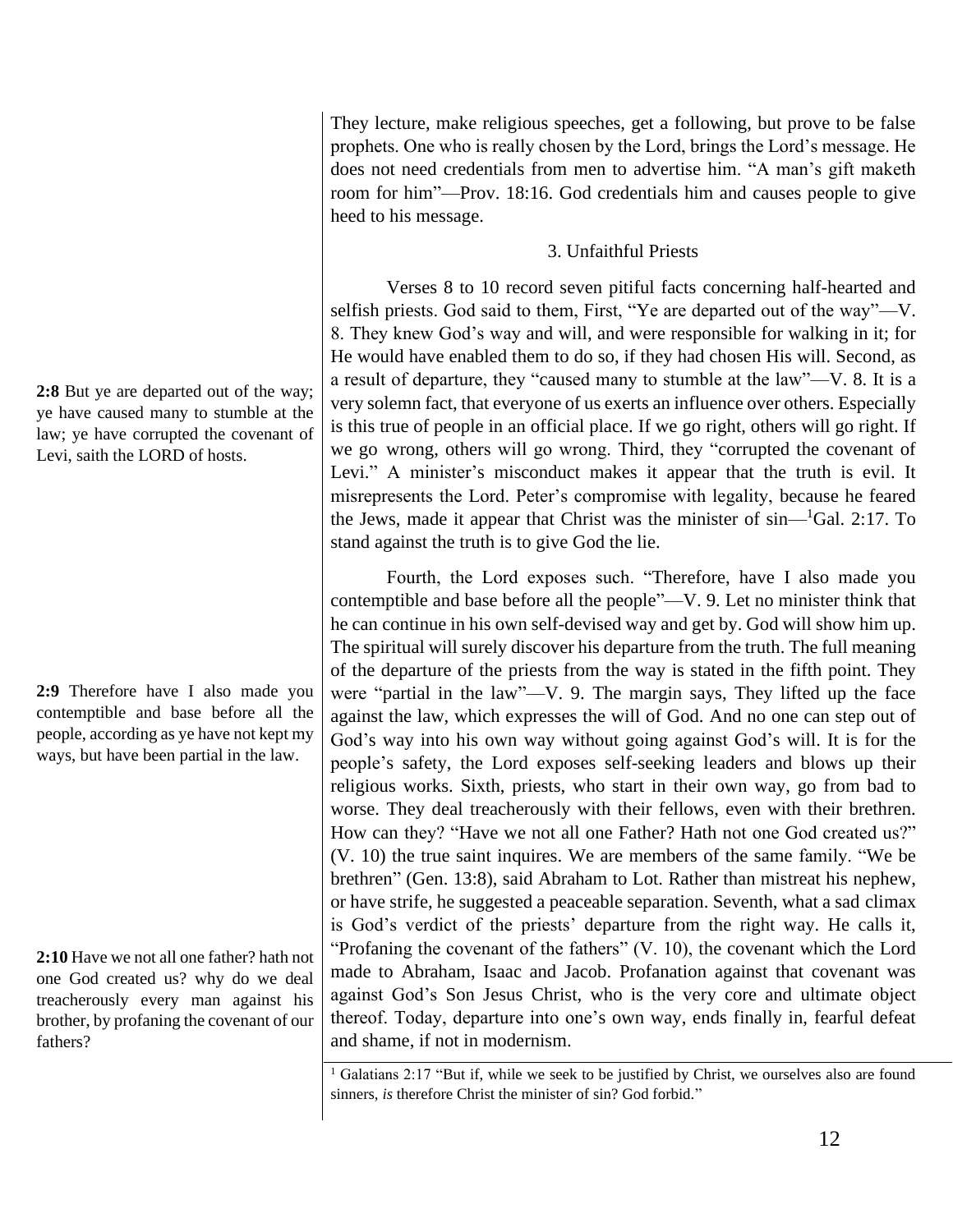They lecture, make religious speeches, get a following, but prove to be false prophets. One who is really chosen by the Lord, brings the Lord's message. He does not need credentials from men to advertise him. "A man's gift maketh room for him"—Prov. 18:16. God credentials him and causes people to give heed to his message.

### 3. Unfaithful Priests

**2:8** But ye are departed out of the way; ye have caused many to stumble at the law; ye have corrupted the covenant of Levi, saith the LORD of hosts.

Verses 8 to 10 record seven pitiful facts concerning half-hearted and selfish priests. God said to them, First, "Ye are departed out of the way"—V. 8. They knew God's way and will, and were responsible for walking in it; for He would have enabled them to do so, if they had chosen His will. Second, as a result of departure, they "caused many to stumble at the law"—V. 8. It is a very solemn fact, that everyone of us exerts an influence over others. Especially is this true of people in an official place. If we go right, others will go right. If we go wrong, others will go wrong. Third, they "corrupted the covenant of Levi." A minister's misconduct makes it appear that the truth is evil. It misrepresents the Lord. Peter's compromise with legality, because he feared the Jews, made it appear that Christ was the minister of sin—[1]Gal. 2:17. To stand against the truth is to give God the lie.

**2:9** Therefore have I also made you contemptible and base before all the people, according as ye have not kept my ways, but have been partial in the law.

Fourth, the Lord exposes such. "Therefore, have I also made you contemptible and base before all the people"—V. 9. Let no minister think that he can continue in his own self-devised way and get by. God will show him up. The spiritual will surely discover his departure from the truth. The full meaning of the departure of the priests from the way is stated in the fifth point. They were "partial in the law"—V. 9. The margin says, They lifted up the face against the law, which expresses the will of God. And no one can step out of God's way into his own way without going against God's will. It is for the people's safety, the Lord exposes self-seeking leaders and blows up their religious works. Sixth, priests, who start in their own way, go from bad to worse. They deal treacherously with their fellows, even with their brethren. How can they? "Have we not all one Father? Hath not one God created us?" (V. 10) the true saint inquires. We are members of the same family. "We be brethren" (Gen. 13:8), said Abraham to Lot. Rather than mistreat his nephew, or have strife, he suggested a peaceable separation. Seventh, what a sad climax is God's verdict of the priests' departure from the right way. He calls it, "Profaning the covenant of the fathers" (V. 10), the covenant which the Lord made to Abraham, Isaac and Jacob. Profanation against that covenant was against God's Son Jesus Christ, who is the very core and ultimate object thereof. Today, departure into one's own way, ends finally in, fearful defeat and shame, if not in modernism.

**2:10** Have we not all one father? hath not one God created us? why do we deal treacherously every man against his brother, by profaning the covenant of our fathers?

[1] Galatians 2:17 "But if, while we seek to be justified by Christ, we ourselves also are found sinners, *is* therefore Christ the minister of sin? God forbid."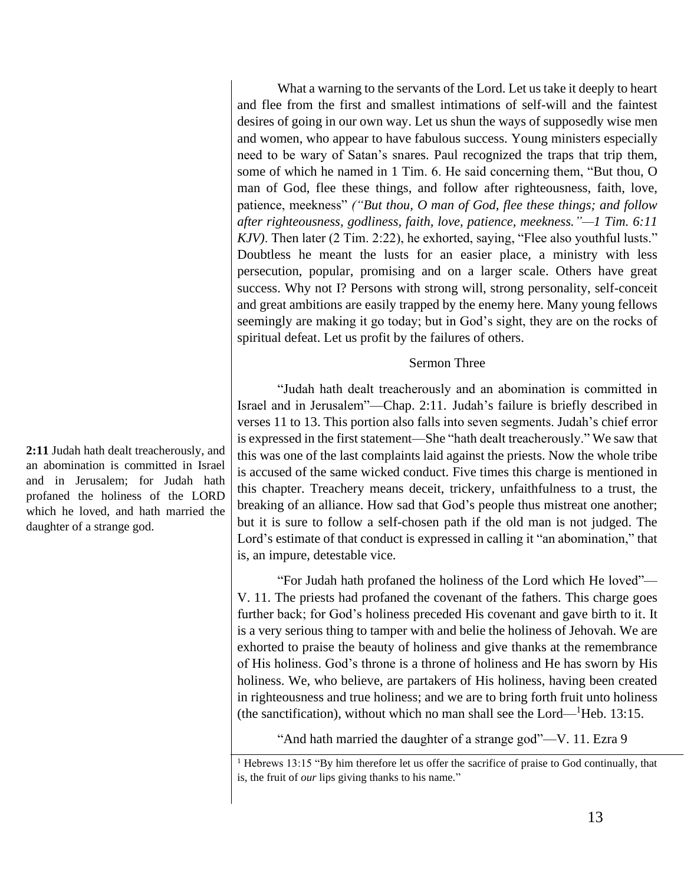What a warning to the servants of the Lord. Let us take it deeply to heart and flee from the first and smallest intimations of self-will and the faintest desires of going in our own way. Let us shun the ways of supposedly wise men and women, who appear to have fabulous success. Young ministers especially need to be wary of Satan's snares. Paul recognized the traps that trip them, some of which he named in 1 Tim. 6. He said concerning them, "But thou, O man of God, flee these things, and follow after righteousness, faith, love, patience, meekness" *("But thou, O man of God, flee these things; and follow after righteousness, godliness, faith, love, patience, meekness."—1 Tim. 6:11 KJV)*. Then later (2 Tim. 2:22), he exhorted, saying, "Flee also youthful lusts." Doubtless he meant the lusts for an easier place, a ministry with less persecution, popular, promising and on a larger scale. Others have great success. Why not I? Persons with strong will, strong personality, self-conceit and great ambitions are easily trapped by the enemy here. Many young fellows seemingly are making it go today; but in God's sight, they are on the rocks of spiritual defeat. Let us profit by the failures of others.

## Sermon Three

**2:11** Judah hath dealt treacherously, and an abomination is committed in Israel and in Jerusalem; for Judah hath profaned the holiness of the LORD which he loved, and hath married the daughter of a strange god.

"Judah hath dealt treacherously and an abomination is committed in Israel and in Jerusalem"—Chap. 2:11. Judah's failure is briefly described in verses 11 to 13. This portion also falls into seven segments. Judah's chief error is expressed in the first statement—She "hath dealt treacherously." We saw that this was one of the last complaints laid against the priests. Now the whole tribe is accused of the same wicked conduct. Five times this charge is mentioned in this chapter. Treachery means deceit, trickery, unfaithfulness to a trust, the breaking of an alliance. How sad that God's people thus mistreat one another; but it is sure to follow a self-chosen path if the old man is not judged. The Lord's estimate of that conduct is expressed in calling it "an abomination," that is, an impure, detestable vice.

"For Judah hath profaned the holiness of the Lord which He loved"—V. 11. The priests had profaned the covenant of the fathers. This charge goes further back; for God's holiness preceded His covenant and gave birth to it. It is a very serious thing to tamper with and belie the holiness of Jehovah. We are exhorted to praise the beauty of holiness and give thanks at the remembrance of His holiness. God's throne is a throne of holiness and He has sworn by His holiness. We, who believe, are partakers of His holiness, having been created in righteousness and true holiness; and we are to bring forth fruit unto holiness (the sanctification), without which no man shall see the Lord—[1]Heb. 13:15.

"And hath married the daughter of a strange god"—V. 11. Ezra 9

[1] Hebrews 13:15 "By him therefore let us offer the sacrifice of praise to God continually, that is, the fruit of *our* lips giving thanks to his name."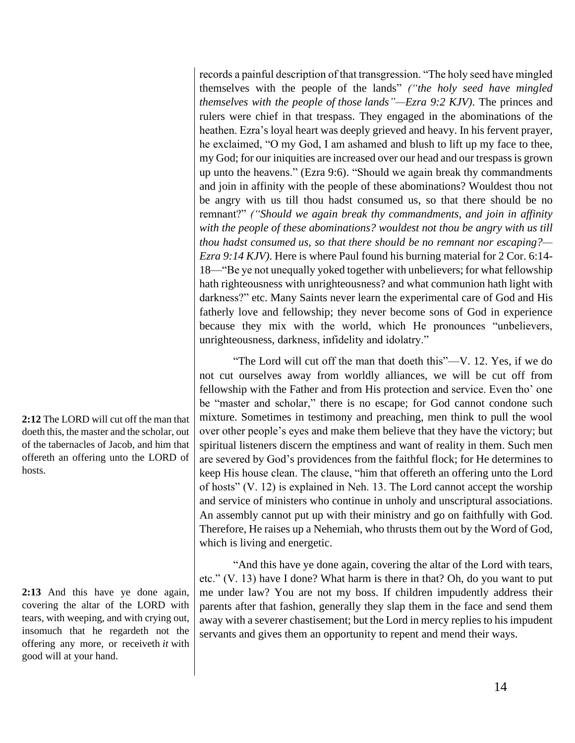records a painful description of that transgression. "The holy seed have mingled themselves with the people of the lands" *("the holy seed have mingled themselves with the people of those lands"—Ezra 9:2 KJV)*. The princes and rulers were chief in that trespass. They engaged in the abominations of the heathen. Ezra's loyal heart was deeply grieved and heavy. In his fervent prayer, he exclaimed, "O my God, I am ashamed and blush to lift up my face to thee, my God; for our iniquities are increased over our head and our trespass is grown up unto the heavens." (Ezra 9:6). "Should we again break thy commandments and join in affinity with the people of these abominations? Wouldest thou not be angry with us till thou hadst consumed us, so that there should be no remnant?" *("Should we again break thy commandments, and join in affinity with the people of these abominations? wouldest not thou be angry with us till thou hadst consumed us, so that there should be no remnant nor escaping?—Ezra 9:14 KJV)*. Here is where Paul found his burning material for 2 Cor. 6:14-18—"Be ye not unequally yoked together with unbelievers; for what fellowship hath righteousness with unrighteousness? and what communion hath light with darkness?" etc. Many Saints never learn the experimental care of God and His fatherly love and fellowship; they never become sons of God in experience because they mix with the world, which He pronounces "unbelievers, unrighteousness, darkness, infidelity and idolatry."

**2:12** The LORD will cut off the man that doeth this, the master and the scholar, out of the tabernacles of Jacob, and him that offereth an offering unto the LORD of hosts.

"The Lord will cut off the man that doeth this"—V. 12. Yes, if we do not cut ourselves away from worldly alliances, we will be cut off from fellowship with the Father and from His protection and service. Even tho' one be "master and scholar," there is no escape; for God cannot condone such mixture. Sometimes in testimony and preaching, men think to pull the wool over other people's eyes and make them believe that they have the victory; but spiritual listeners discern the emptiness and want of reality in them. Such men are severed by God's providences from the faithful flock; for He determines to keep His house clean. The clause, "him that offereth an offering unto the Lord of hosts" (V. 12) is explained in Neh. 13. The Lord cannot accept the worship and service of ministers who continue in unholy and unscriptural associations. An assembly cannot put up with their ministry and go on faithfully with God. Therefore, He raises up a Nehemiah, who thrusts them out by the Word of God, which is living and energetic.

**2:13** And this have ye done again, covering the altar of the LORD with tears, with weeping, and with crying out, insomuch that he regardeth not the offering any more, or receiveth *it* with good will at your hand.

"And this have ye done again, covering the altar of the Lord with tears, etc." (V. 13) have I done? What harm is there in that? Oh, do you want to put me under law? You are not my boss. If children impudently address their parents after that fashion, generally they slap them in the face and send them away with a severer chastisement; but the Lord in mercy replies to his impudent servants and gives them an opportunity to repent and mend their ways.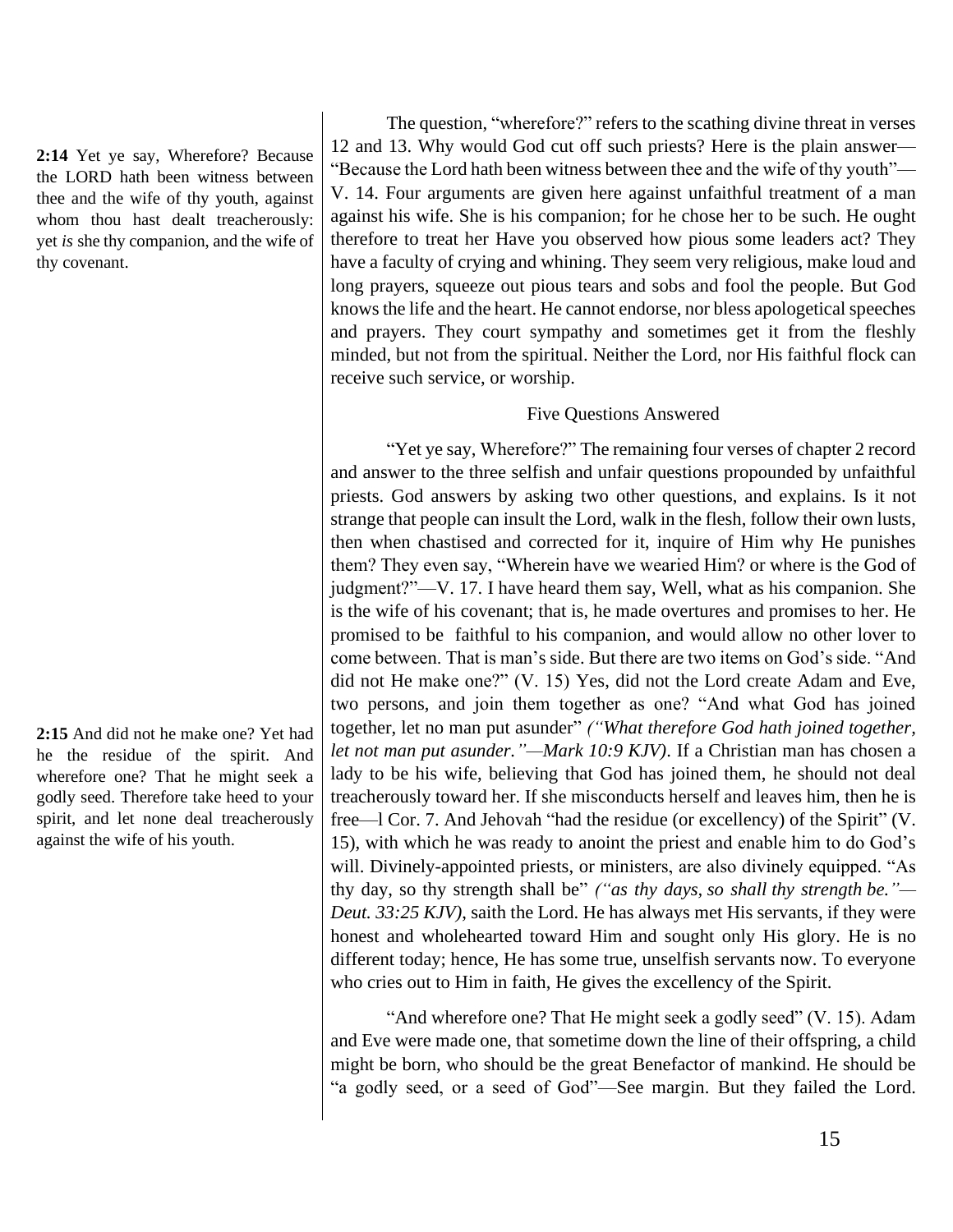**2:14** Yet ye say, Wherefore? Because the LORD hath been witness between thee and the wife of thy youth, against whom thou hast dealt treacherously: yet *is* she thy companion, and the wife of thy covenant.

The question, "wherefore?" refers to the scathing divine threat in verses 12 and 13. Why would God cut off such priests? Here is the plain answer—"Because the Lord hath been witness between thee and the wife of thy youth"—V. 14. Four arguments are given here against unfaithful treatment of a man against his wife. She is his companion; for he chose her to be such. He ought therefore to treat her Have you observed how pious some leaders act? They have a faculty of crying and whining. They seem very religious, make loud and long prayers, squeeze out pious tears and sobs and fool the people. But God knows the life and the heart. He cannot endorse, nor bless apologetical speeches and prayers. They court sympathy and sometimes get it from the fleshly minded, but not from the spiritual. Neither the Lord, nor His faithful flock can receive such service, or worship.

## Five Questions Answered

"Yet ye say, Wherefore?" The remaining four verses of chapter 2 record and answer to the three selfish and unfair questions propounded by unfaithful priests. God answers by asking two other questions, and explains. Is it not strange that people can insult the Lord, walk in the flesh, follow their own lusts, then when chastised and corrected for it, inquire of Him why He punishes them? They even say, "Wherein have we wearied Him? or where is the God of judgment?"—V. 17. I have heard them say, Well, what as his companion. She is the wife of his covenant; that is, he made overtures and promises to her. He promised to be faithful to his companion, and would allow no other lover to come between. That is man's side. But there are two items on God's side. "And did not He make one?" (V. 15) Yes, did not the Lord create Adam and Eve, two persons, and join them together as one? "And what God has joined together, let no man put asunder" *("What therefore God hath joined together, let not man put asunder."—Mark 10:9 KJV)*. If a Christian man has chosen a lady to be his wife, believing that God has joined them, he should not deal treacherously toward her. If she misconducts herself and leaves him, then he is free—l Cor. 7. And Jehovah "had the residue (or excellency) of the Spirit" (V. 15), with which he was ready to anoint the priest and enable him to do God's will. Divinely-appointed priests, or ministers, are also divinely equipped. "As thy day, so thy strength shall be" *("as thy days, so shall thy strength be."—Deut. 33:25 KJV)*, saith the Lord. He has always met His servants, if they were honest and wholehearted toward Him and sought only His glory. He is no different today; hence, He has some true, unselfish servants now. To everyone who cries out to Him in faith, He gives the excellency of the Spirit.

**2:15** And did not he make one? Yet had he the residue of the spirit. And wherefore one? That he might seek a godly seed. Therefore take heed to your spirit, and let none deal treacherously against the wife of his youth.

"And wherefore one? That He might seek a godly seed" (V. 15). Adam and Eve were made one, that sometime down the line of their offspring, a child might be born, who should be the great Benefactor of mankind. He should be "a godly seed, or a seed of God"—See margin. But they failed the Lord.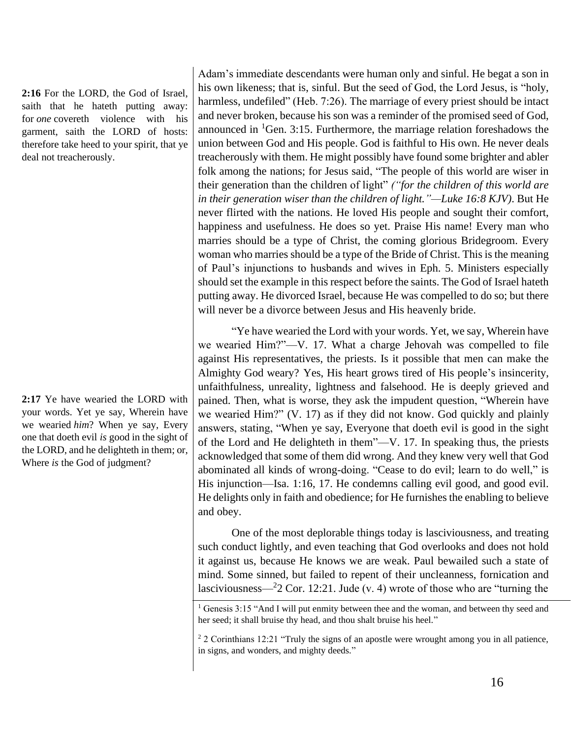**2:16** For the LORD, the God of Israel, saith that he hateth putting away: for *one* covereth violence with his garment, saith the LORD of hosts: therefore take heed to your spirit, that ye deal not treacherously.

Adam's immediate descendants were human only and sinful. He begat a son in his own likeness; that is, sinful. But the seed of God, the Lord Jesus, is "holy, harmless, undefiled" (Heb. 7:26). The marriage of every priest should be intact and never broken, because his son was a reminder of the promised seed of God, announced in [1]Gen. 3:15. Furthermore, the marriage relation foreshadows the union between God and His people. God is faithful to His own. He never deals treacherously with them. He might possibly have found some brighter and abler folk among the nations; for Jesus said, "The people of this world are wiser in their generation than the children of light" *("for the children of this world are in their generation wiser than the children of light."—Luke 16:8 KJV)*. But He never flirted with the nations. He loved His people and sought their comfort, happiness and usefulness. He does so yet. Praise His name! Every man who marries should be a type of Christ, the coming glorious Bridegroom. Every woman who marries should be a type of the Bride of Christ. This is the meaning of Paul's injunctions to husbands and wives in Eph. 5. Ministers especially should set the example in this respect before the saints. The God of Israel hateth putting away. He divorced Israel, because He was compelled to do so; but there will never be a divorce between Jesus and His heavenly bride.

**2:17** Ye have wearied the LORD with your words. Yet ye say, Wherein have we wearied *him*? When ye say, Every one that doeth evil *is* good in the sight of the LORD, and he delighteth in them; or, Where *is* the God of judgment?

"Ye have wearied the Lord with your words. Yet, we say, Wherein have we wearied Him?"—V. 17. What a charge Jehovah was compelled to file against His representatives, the priests. Is it possible that men can make the Almighty God weary? Yes, His heart grows tired of His people's insincerity, unfaithfulness, unreality, lightness and falsehood. He is deeply grieved and pained. Then, what is worse, they ask the impudent question, "Wherein have we wearied Him?" (V. 17) as if they did not know. God quickly and plainly answers, stating, "When ye say, Everyone that doeth evil is good in the sight of the Lord and He delighteth in them"—V. 17. In speaking thus, the priests acknowledged that some of them did wrong. And they knew very well that God abominated all kinds of wrong-doing. "Cease to do evil; learn to do well," is His injunction—Isa. 1:16, 17. He condemns calling evil good, and good evil. He delights only in faith and obedience; for He furnishes the enabling to believe and obey.

One of the most deplorable things today is lasciviousness, and treating such conduct lightly, and even teaching that God overlooks and does not hold it against us, because He knows we are weak. Paul bewailed such a state of mind. Some sinned, but failed to repent of their uncleanness, fornication and lasciviousness—[2]2 Cor. 12:21. Jude (v. 4) wrote of those who are "turning the

---

[1] Genesis 3:15 "And I will put enmity between thee and the woman, and between thy seed and her seed; it shall bruise thy head, and thou shalt bruise his heel."

[2] 2 Corinthians 12:21 "Truly the signs of an apostle were wrought among you in all patience, in signs, and wonders, and mighty deeds."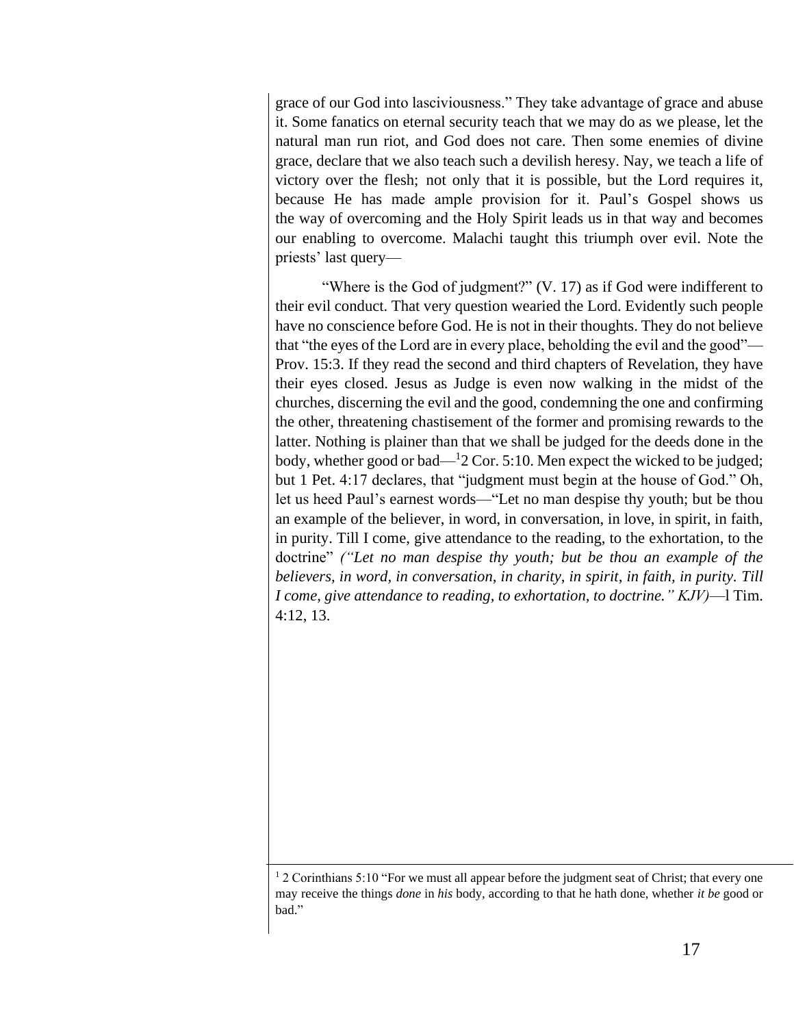grace of our God into lasciviousness." They take advantage of grace and abuse it. Some fanatics on eternal security teach that we may do as we please, let the natural man run riot, and God does not care. Then some enemies of divine grace, declare that we also teach such a devilish heresy. Nay, we teach a life of victory over the flesh; not only that it is possible, but the Lord requires it, because He has made ample provision for it. Paul's Gospel shows us the way of overcoming and the Holy Spirit leads us in that way and becomes our enabling to overcome. Malachi taught this triumph over evil. Note the priests' last query—

"Where is the God of judgment?" (V. 17) as if God were indifferent to their evil conduct. That very question wearied the Lord. Evidently such people have no conscience before God. He is not in their thoughts. They do not believe that "the eyes of the Lord are in every place, beholding the evil and the good"—Prov. 15:3. If they read the second and third chapters of Revelation, they have their eyes closed. Jesus as Judge is even now walking in the midst of the churches, discerning the evil and the good, condemning the one and confirming the other, threatening chastisement of the former and promising rewards to the latter. Nothing is plainer than that we shall be judged for the deeds done in the body, whether good or bad—[1]2 Cor. 5:10. Men expect the wicked to be judged; but 1 Pet. 4:17 declares, that "judgment must begin at the house of God." Oh, let us heed Paul's earnest words—"Let no man despise thy youth; but be thou an example of the believer, in word, in conversation, in love, in spirit, in faith, in purity. Till I come, give attendance to the reading, to the exhortation, to the doctrine" *("Let no man despise thy youth; but be thou an example of the believers, in word, in conversation, in charity, in spirit, in faith, in purity. Till I come, give attendance to reading, to exhortation, to doctrine." KJV)*—l Tim. 4:12, 13.

---

[1] 2 Corinthians 5:10 "For we must all appear before the judgment seat of Christ; that every one may receive the things *done* in *his* body, according to that he hath done, whether *it be* good or bad."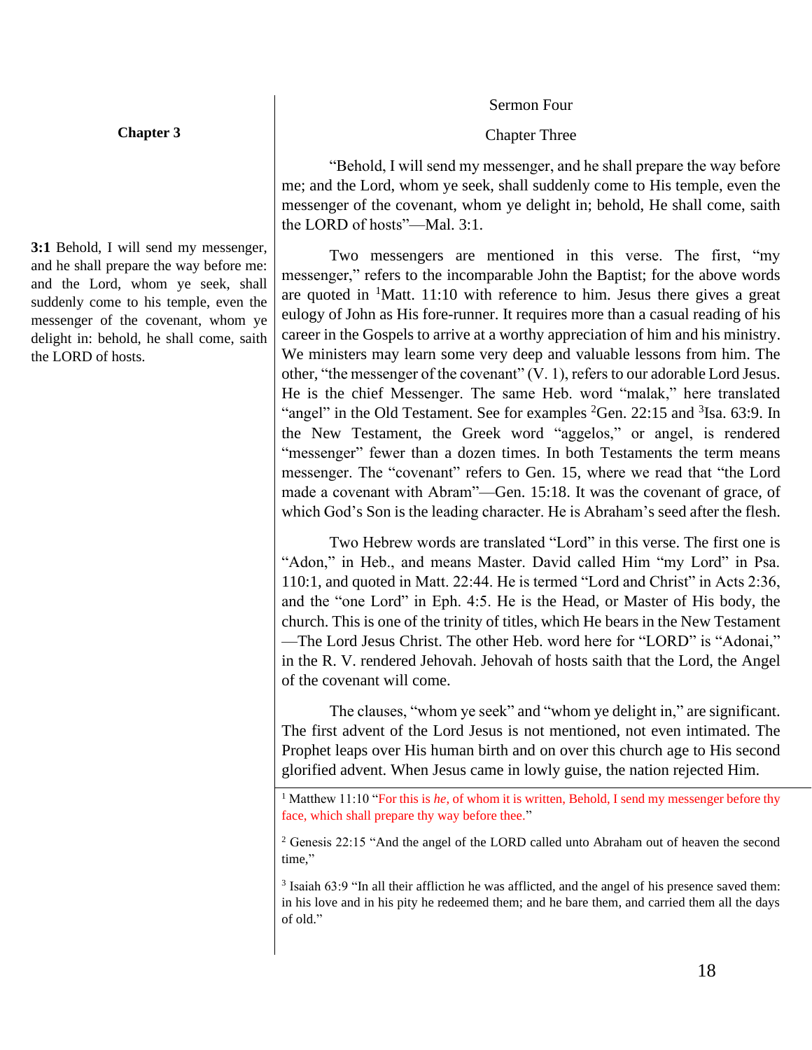**Chapter 3**

**3:1** Behold, I will send my messenger, and he shall prepare the way before me: and the Lord, whom ye seek, shall suddenly come to his temple, even the messenger of the covenant, whom ye delight in: behold, he shall come, saith the LORD of hosts.

Sermon Four

Chapter Three

"Behold, I will send my messenger, and he shall prepare the way before me; and the Lord, whom ye seek, shall suddenly come to His temple, even the messenger of the covenant, whom ye delight in; behold, He shall come, saith the LORD of hosts"—Mal. 3:1.

Two messengers are mentioned in this verse. The first, "my messenger," refers to the incomparable John the Baptist; for the above words are quoted in [1]Matt. 11:10 with reference to him. Jesus there gives a great eulogy of John as His fore-runner. It requires more than a casual reading of his career in the Gospels to arrive at a worthy appreciation of him and his ministry. We ministers may learn some very deep and valuable lessons from him. The other, "the messenger of the covenant" (V. 1), refers to our adorable Lord Jesus. He is the chief Messenger. The same Heb. word "malak," here translated "angel" in the Old Testament. See for examples [2]Gen. 22:15 and [3]Isa. 63:9. In the New Testament, the Greek word "aggelos," or angel, is rendered "messenger" fewer than a dozen times. In both Testaments the term means messenger. The "covenant" refers to Gen. 15, where we read that "the Lord made a covenant with Abram"—Gen. 15:18. It was the covenant of grace, of which God's Son is the leading character. He is Abraham's seed after the flesh.

Two Hebrew words are translated "Lord" in this verse. The first one is "Adon," in Heb., and means Master. David called Him "my Lord" in Psa. 110:1, and quoted in Matt. 22:44. He is termed "Lord and Christ" in Acts 2:36, and the "one Lord" in Eph. 4:5. He is the Head, or Master of His body, the church. This is one of the trinity of titles, which He bears in the New Testament—The Lord Jesus Christ. The other Heb. word here for "LORD" is "Adonai," in the R. V. rendered Jehovah. Jehovah of hosts saith that the Lord, the Angel of the covenant will come.

The clauses, "whom ye seek" and "whom ye delight in," are significant. The first advent of the Lord Jesus is not mentioned, not even intimated. The Prophet leaps over His human birth and on over this church age to His second glorified advent. When Jesus came in lowly guise, the nation rejected Him.

---

[1] Matthew 11:10 "For this is *he*, of whom it is written, Behold, I send my messenger before thy face, which shall prepare thy way before thee."

[2] Genesis 22:15 "And the angel of the LORD called unto Abraham out of heaven the second time,"

[3] Isaiah 63:9 "In all their affliction he was afflicted, and the angel of his presence saved them: in his love and in his pity he redeemed them; and he bare them, and carried them all the days of old."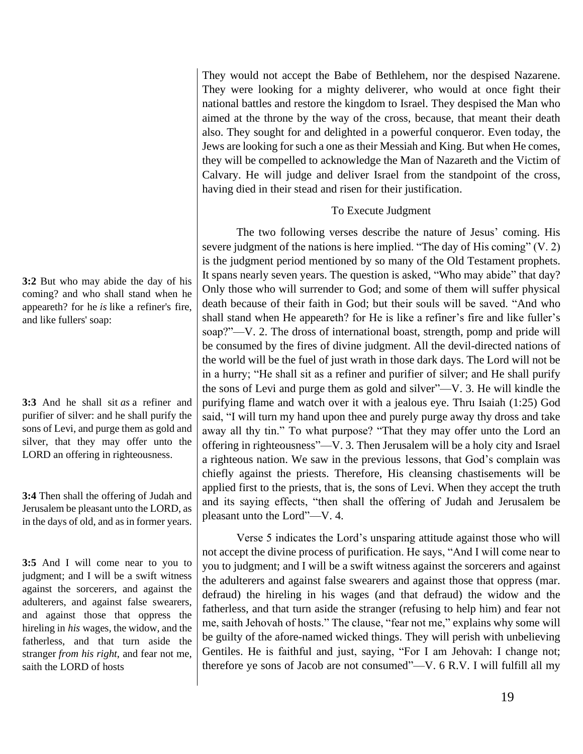They would not accept the Babe of Bethlehem, nor the despised Nazarene. They were looking for a mighty deliverer, who would at once fight their national battles and restore the kingdom to Israel. They despised the Man who aimed at the throne by the way of the cross, because, that meant their death also. They sought for and delighted in a powerful conqueror. Even today, the Jews are looking for such a one as their Messiah and King. But when He comes, they will be compelled to acknowledge the Man of Nazareth and the Victim of Calvary. He will judge and deliver Israel from the standpoint of the cross, having died in their stead and risen for their justification.

### To Execute Judgment

**3:2** But who may abide the day of his coming? and who shall stand when he appeareth? for he *is* like a refiner's fire, and like fullers' soap:

**3:3** And he shall sit *as* a refiner and purifier of silver: and he shall purify the sons of Levi, and purge them as gold and silver, that they may offer unto the LORD an offering in righteousness.

**3:4** Then shall the offering of Judah and Jerusalem be pleasant unto the LORD, as in the days of old, and as in former years.

**3:5** And I will come near to you to judgment; and I will be a swift witness against the sorcerers, and against the adulterers, and against false swearers, and against those that oppress the hireling in *his* wages, the widow, and the fatherless, and that turn aside the stranger *from his right*, and fear not me, saith the LORD of hosts

The two following verses describe the nature of Jesus' coming. His severe judgment of the nations is here implied. "The day of His coming" (V. 2) is the judgment period mentioned by so many of the Old Testament prophets. It spans nearly seven years. The question is asked, "Who may abide" that day? Only those who will surrender to God; and some of them will suffer physical death because of their faith in God; but their souls will be saved. "And who shall stand when He appeareth? for He is like a refiner's fire and like fuller's soap?"—V. 2. The dross of international boast, strength, pomp and pride will be consumed by the fires of divine judgment. All the devil-directed nations of the world will be the fuel of just wrath in those dark days. The Lord will not be in a hurry; "He shall sit as a refiner and purifier of silver; and He shall purify the sons of Levi and purge them as gold and silver"—V. 3. He will kindle the purifying flame and watch over it with a jealous eye. Thru Isaiah (1:25) God said, "I will turn my hand upon thee and purely purge away thy dross and take away all thy tin." To what purpose? "That they may offer unto the Lord an offering in righteousness"—V. 3. Then Jerusalem will be a holy city and Israel a righteous nation. We saw in the previous lessons, that God's complain was chiefly against the priests. Therefore, His cleansing chastisements will be applied first to the priests, that is, the sons of Levi. When they accept the truth and its saying effects, "then shall the offering of Judah and Jerusalem be pleasant unto the Lord"—V. 4.

Verse 5 indicates the Lord's unsparing attitude against those who will not accept the divine process of purification. He says, "And I will come near to you to judgment; and I will be a swift witness against the sorcerers and against the adulterers and against false swearers and against those that oppress (mar. defraud) the hireling in his wages (and that defraud) the widow and the fatherless, and that turn aside the stranger (refusing to help him) and fear not me, saith Jehovah of hosts." The clause, "fear not me," explains why some will be guilty of the afore-named wicked things. They will perish with unbelieving Gentiles. He is faithful and just, saying, "For I am Jehovah: I change not; therefore ye sons of Jacob are not consumed"—V. 6 R.V. I will fulfill all my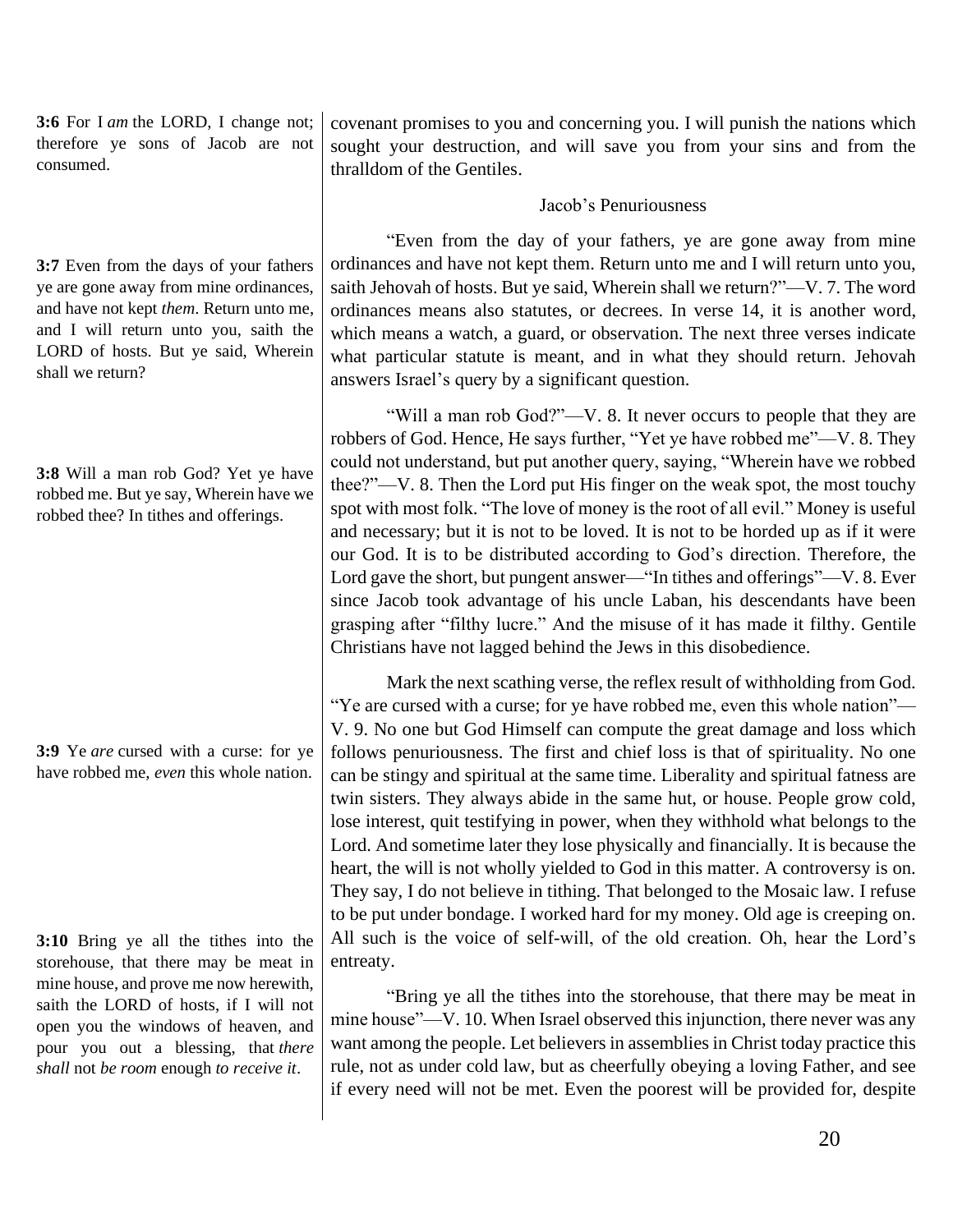**3:6** For I *am* the LORD, I change not; therefore ye sons of Jacob are not consumed.

covenant promises to you and concerning you. I will punish the nations which sought your destruction, and will save you from your sins and from the thralldom of the Gentiles.

### Jacob's Penuriousness

**3:7** Even from the days of your fathers ye are gone away from mine ordinances, and have not kept *them*. Return unto me, and I will return unto you, saith the LORD of hosts. But ye said, Wherein shall we return?

"Even from the day of your fathers, ye are gone away from mine ordinances and have not kept them. Return unto me and I will return unto you, saith Jehovah of hosts. But ye said, Wherein shall we return?"—V. 7. The word ordinances means also statutes, or decrees. In verse 14, it is another word, which means a watch, a guard, or observation. The next three verses indicate what particular statute is meant, and in what they should return. Jehovah answers Israel's query by a significant question.

**3:8** Will a man rob God? Yet ye have robbed me. But ye say, Wherein have we robbed thee? In tithes and offerings.

"Will a man rob God?"—V. 8. It never occurs to people that they are robbers of God. Hence, He says further, "Yet ye have robbed me"—V. 8. They could not understand, but put another query, saying, "Wherein have we robbed thee?"—V. 8. Then the Lord put His finger on the weak spot, the most touchy spot with most folk. "The love of money is the root of all evil." Money is useful and necessary; but it is not to be loved. It is not to be horded up as if it were our God. It is to be distributed according to God's direction. Therefore, the Lord gave the short, but pungent answer—"In tithes and offerings"—V. 8. Ever since Jacob took advantage of his uncle Laban, his descendants have been grasping after "filthy lucre." And the misuse of it has made it filthy. Gentile Christians have not lagged behind the Jews in this disobedience.

**3:9** Ye *are* cursed with a curse: for ye have robbed me, *even* this whole nation.

Mark the next scathing verse, the reflex result of withholding from God. "Ye are cursed with a curse; for ye have robbed me, even this whole nation"—V. 9. No one but God Himself can compute the great damage and loss which follows penuriousness. The first and chief loss is that of spirituality. No one can be stingy and spiritual at the same time. Liberality and spiritual fatness are twin sisters. They always abide in the same hut, or house. People grow cold, lose interest, quit testifying in power, when they withhold what belongs to the Lord. And sometime later they lose physically and financially. It is because the heart, the will is not wholly yielded to God in this matter. A controversy is on. They say, I do not believe in tithing. That belonged to the Mosaic law. I refuse to be put under bondage. I worked hard for my money. Old age is creeping on. All such is the voice of self-will, of the old creation. Oh, hear the Lord's entreaty.

**3:10** Bring ye all the tithes into the storehouse, that there may be meat in mine house, and prove me now herewith, saith the LORD of hosts, if I will not open you the windows of heaven, and pour you out a blessing, that *there shall* not *be room* enough *to receive it*.

"Bring ye all the tithes into the storehouse, that there may be meat in mine house"—V. 10. When Israel observed this injunction, there never was any want among the people. Let believers in assemblies in Christ today practice this rule, not as under cold law, but as cheerfully obeying a loving Father, and see if every need will not be met. Even the poorest will be provided for, despite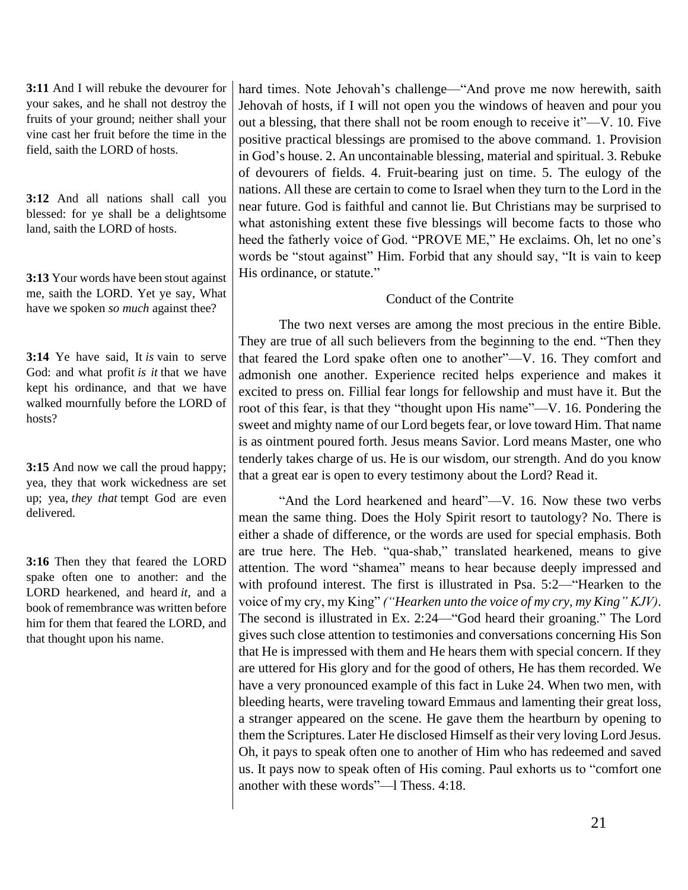**3:11** And I will rebuke the devourer for your sakes, and he shall not destroy the fruits of your ground; neither shall your vine cast her fruit before the time in the field, saith the LORD of hosts.

**3:12** And all nations shall call you blessed: for ye shall be a delightsome land, saith the LORD of hosts.

**3:13** Your words have been stout against me, saith the LORD. Yet ye say, What have we spoken *so much* against thee?

**3:14** Ye have said, It *is* vain to serve God: and what profit *is it* that we have kept his ordinance, and that we have walked mournfully before the LORD of hosts?

**3:15** And now we call the proud happy; yea, they that work wickedness are set up; yea, *they that* tempt God are even delivered.

**3:16** Then they that feared the LORD spake often one to another: and the LORD hearkened, and heard *it*, and a book of remembrance was written before him for them that feared the LORD, and that thought upon his name.

hard times. Note Jehovah's challenge—"And prove me now herewith, saith Jehovah of hosts, if I will not open you the windows of heaven and pour you out a blessing, that there shall not be room enough to receive it"—V. 10. Five positive practical blessings are promised to the above command. 1. Provision in God's house. 2. An uncontainable blessing, material and spiritual. 3. Rebuke of devourers of fields. 4. Fruit-bearing just on time. 5. The eulogy of the nations. All these are certain to come to Israel when they turn to the Lord in the near future. God is faithful and cannot lie. But Christians may be surprised to what astonishing extent these five blessings will become facts to those who heed the fatherly voice of God. "PROVE ME," He exclaims. Oh, let no one's words be "stout against" Him. Forbid that any should say, "It is vain to keep His ordinance, or statute."

### Conduct of the Contrite

The two next verses are among the most precious in the entire Bible. They are true of all such believers from the beginning to the end. "Then they that feared the Lord spake often one to another"—V. 16. They comfort and admonish one another. Experience recited helps experience and makes it excited to press on. Fillial fear longs for fellowship and must have it. But the root of this fear, is that they "thought upon His name"—V. 16. Pondering the sweet and mighty name of our Lord begets fear, or love toward Him. That name is as ointment poured forth. Jesus means Savior. Lord means Master, one who tenderly takes charge of us. He is our wisdom, our strength. And do you know that a great ear is open to every testimony about the Lord? Read it.

"And the Lord hearkened and heard"—V. 16. Now these two verbs mean the same thing. Does the Holy Spirit resort to tautology? No. There is either a shade of difference, or the words are used for special emphasis. Both are true here. The Heb. "qua-shab," translated hearkened, means to give attention. The word "shamea" means to hear because deeply impressed and with profound interest. The first is illustrated in Psa. 5:2—"Hearken to the voice of my cry, my King" *("Hearken unto the voice of my cry, my King" KJV)*. The second is illustrated in Ex. 2:24—"God heard their groaning." The Lord gives such close attention to testimonies and conversations concerning His Son that He is impressed with them and He hears them with special concern. If they are uttered for His glory and for the good of others, He has them recorded. We have a very pronounced example of this fact in Luke 24. When two men, with bleeding hearts, were traveling toward Emmaus and lamenting their great loss, a stranger appeared on the scene. He gave them the heartburn by opening to them the Scriptures. Later He disclosed Himself as their very loving Lord Jesus. Oh, it pays to speak often one to another of Him who has redeemed and saved us. It pays now to speak often of His coming. Paul exhorts us to "comfort one another with these words"—l Thess. 4:18.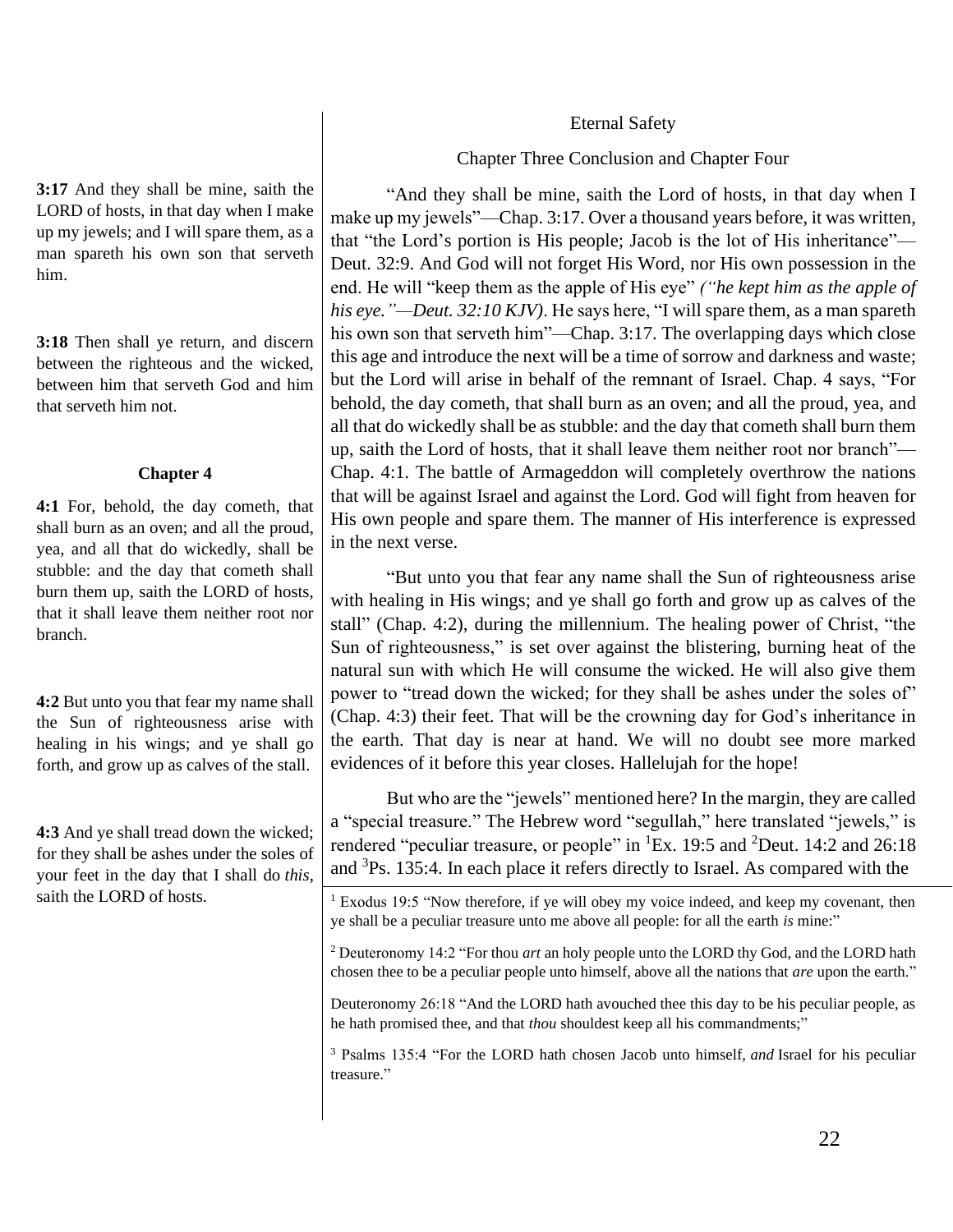**3:17** And they shall be mine, saith the LORD of hosts, in that day when I make up my jewels; and I will spare them, as a man spareth his own son that serveth him.

**3:18** Then shall ye return, and discern between the righteous and the wicked, between him that serveth God and him that serveth him not.

**Chapter 4**

**4:1** For, behold, the day cometh, that shall burn as an oven; and all the proud, yea, and all that do wickedly, shall be stubble: and the day that cometh shall burn them up, saith the LORD of hosts, that it shall leave them neither root nor branch.

**4:2** But unto you that fear my name shall the Sun of righteousness arise with healing in his wings; and ye shall go forth, and grow up as calves of the stall.

**4:3** And ye shall tread down the wicked; for they shall be ashes under the soles of your feet in the day that I shall do *this*, saith the LORD of hosts.

Eternal Safety

Chapter Three Conclusion and Chapter Four

"And they shall be mine, saith the Lord of hosts, in that day when I make up my jewels"—Chap. 3:17. Over a thousand years before, it was written, that "the Lord's portion is His people; Jacob is the lot of His inheritance"—Deut. 32:9. And God will not forget His Word, nor His own possession in the end. He will "keep them as the apple of His eye" *("he kept him as the apple of his eye."—Deut. 32:10 KJV)*. He says here, "I will spare them, as a man spareth his own son that serveth him"—Chap. 3:17. The overlapping days which close this age and introduce the next will be a time of sorrow and darkness and waste; but the Lord will arise in behalf of the remnant of Israel. Chap. 4 says, "For behold, the day cometh, that shall burn as an oven; and all the proud, yea, and all that do wickedly shall be as stubble: and the day that cometh shall burn them up, saith the Lord of hosts, that it shall leave them neither root nor branch"—Chap. 4:1. The battle of Armageddon will completely overthrow the nations that will be against Israel and against the Lord. God will fight from heaven for His own people and spare them. The manner of His interference is expressed in the next verse.

"But unto you that fear any name shall the Sun of righteousness arise with healing in His wings; and ye shall go forth and grow up as calves of the stall" (Chap. 4:2), during the millennium. The healing power of Christ, "the Sun of righteousness," is set over against the blistering, burning heat of the natural sun with which He will consume the wicked. He will also give them power to "tread down the wicked; for they shall be ashes under the soles of" (Chap. 4:3) their feet. That will be the crowning day for God's inheritance in the earth. That day is near at hand. We will no doubt see more marked evidences of it before this year closes. Hallelujah for the hope!

But who are the "jewels" mentioned here? In the margin, they are called a "special treasure." The Hebrew word "segullah," here translated "jewels," is rendered "peculiar treasure, or people" in [1]Ex. 19:5 and [2]Deut. 14:2 and 26:18 and [3]Ps. 135:4. In each place it refers directly to Israel. As compared with the

---

[1] Exodus 19:5 "Now therefore, if ye will obey my voice indeed, and keep my covenant, then ye shall be a peculiar treasure unto me above all people: for all the earth *is* mine:"

[2] Deuteronomy 14:2 "For thou *art* an holy people unto the LORD thy God, and the LORD hath chosen thee to be a peculiar people unto himself, above all the nations that *are* upon the earth."

Deuteronomy 26:18 "And the LORD hath avouched thee this day to be his peculiar people, as he hath promised thee, and that *thou* shouldest keep all his commandments;"

[3] Psalms 135:4 "For the LORD hath chosen Jacob unto himself, *and* Israel for his peculiar treasure."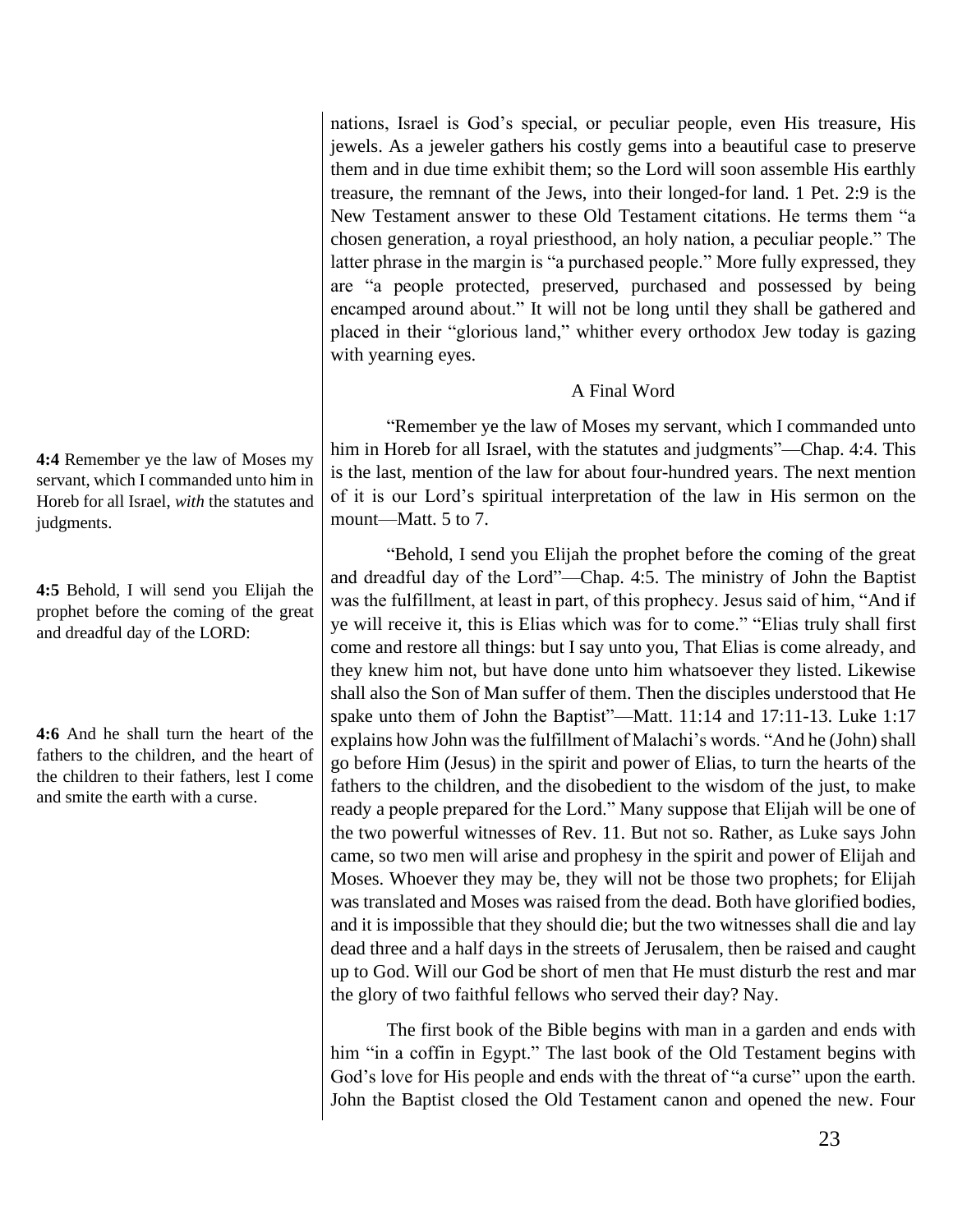nations, Israel is God's special, or peculiar people, even His treasure, His jewels. As a jeweler gathers his costly gems into a beautiful case to preserve them and in due time exhibit them; so the Lord will soon assemble His earthly treasure, the remnant of the Jews, into their longed-for land. 1 Pet. 2:9 is the New Testament answer to these Old Testament citations. He terms them "a chosen generation, a royal priesthood, an holy nation, a peculiar people." The latter phrase in the margin is "a purchased people." More fully expressed, they are "a people protected, preserved, purchased and possessed by being encamped around about." It will not be long until they shall be gathered and placed in their "glorious land," whither every orthodox Jew today is gazing with yearning eyes.

### A Final Word

**4:4** Remember ye the law of Moses my servant, which I commanded unto him in Horeb for all Israel, *with* the statutes and judgments.

"Remember ye the law of Moses my servant, which I commanded unto him in Horeb for all Israel, with the statutes and judgments"—Chap. 4:4. This is the last, mention of the law for about four-hundred years. The next mention of it is our Lord's spiritual interpretation of the law in His sermon on the mount—Matt. 5 to 7.

**4:5** Behold, I will send you Elijah the prophet before the coming of the great and dreadful day of the LORD:

**4:6** And he shall turn the heart of the fathers to the children, and the heart of the children to their fathers, lest I come and smite the earth with a curse.

"Behold, I send you Elijah the prophet before the coming of the great and dreadful day of the Lord"—Chap. 4:5. The ministry of John the Baptist was the fulfillment, at least in part, of this prophecy. Jesus said of him, "And if ye will receive it, this is Elias which was for to come." "Elias truly shall first come and restore all things: but I say unto you, That Elias is come already, and they knew him not, but have done unto him whatsoever they listed. Likewise shall also the Son of Man suffer of them. Then the disciples understood that He spake unto them of John the Baptist"—Matt. 11:14 and 17:11-13. Luke 1:17 explains how John was the fulfillment of Malachi's words. "And he (John) shall go before Him (Jesus) in the spirit and power of Elias, to turn the hearts of the fathers to the children, and the disobedient to the wisdom of the just, to make ready a people prepared for the Lord." Many suppose that Elijah will be one of the two powerful witnesses of Rev. 11. But not so. Rather, as Luke says John came, so two men will arise and prophesy in the spirit and power of Elijah and Moses. Whoever they may be, they will not be those two prophets; for Elijah was translated and Moses was raised from the dead. Both have glorified bodies, and it is impossible that they should die; but the two witnesses shall die and lay dead three and a half days in the streets of Jerusalem, then be raised and caught up to God. Will our God be short of men that He must disturb the rest and mar the glory of two faithful fellows who served their day? Nay.

The first book of the Bible begins with man in a garden and ends with him "in a coffin in Egypt." The last book of the Old Testament begins with God's love for His people and ends with the threat of "a curse" upon the earth. John the Baptist closed the Old Testament canon and opened the new. Four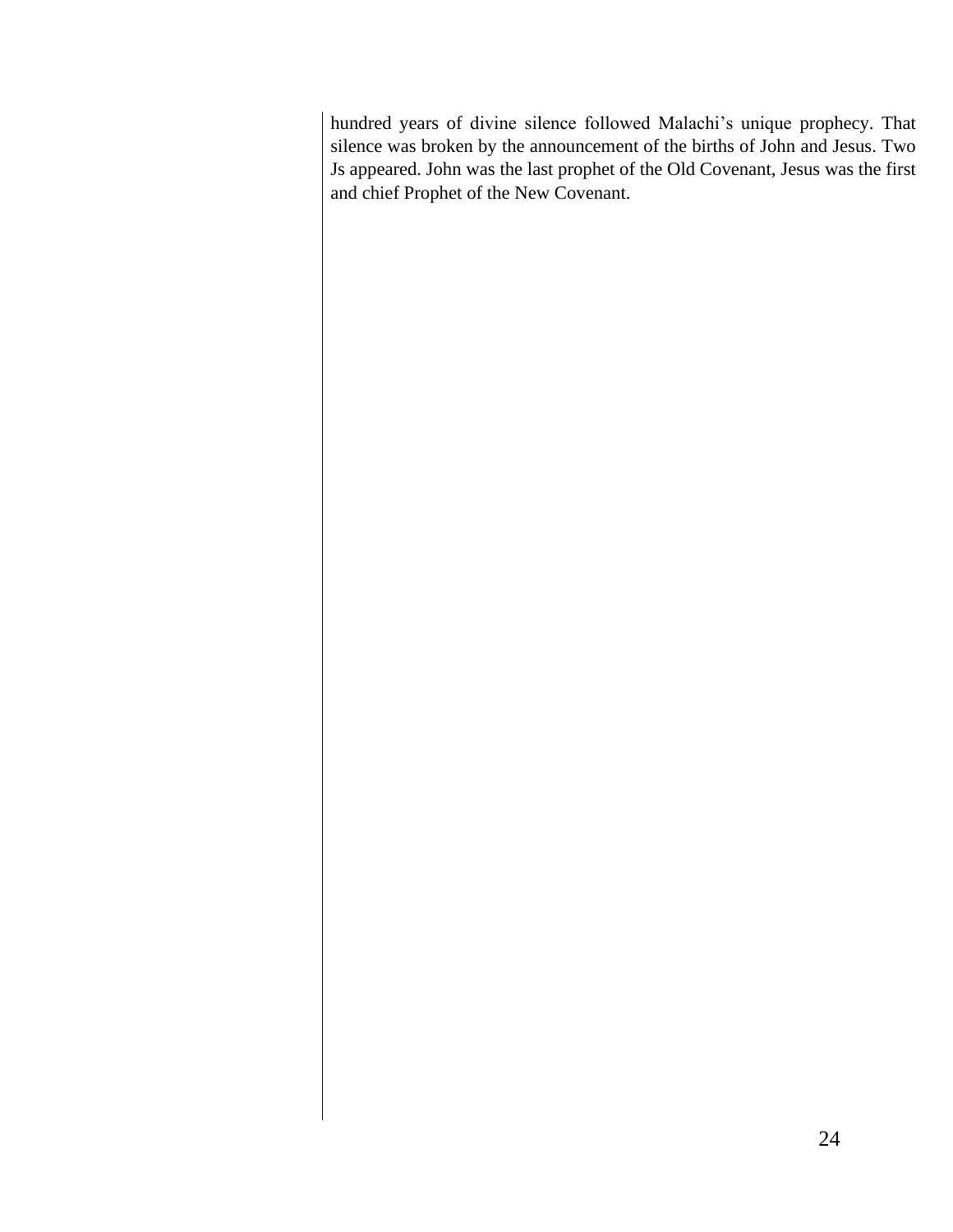hundred years of divine silence followed Malachi's unique prophecy. That silence was broken by the announcement of the births of John and Jesus. Two Js appeared. John was the last prophet of the Old Covenant, Jesus was the first and chief Prophet of the New Covenant.